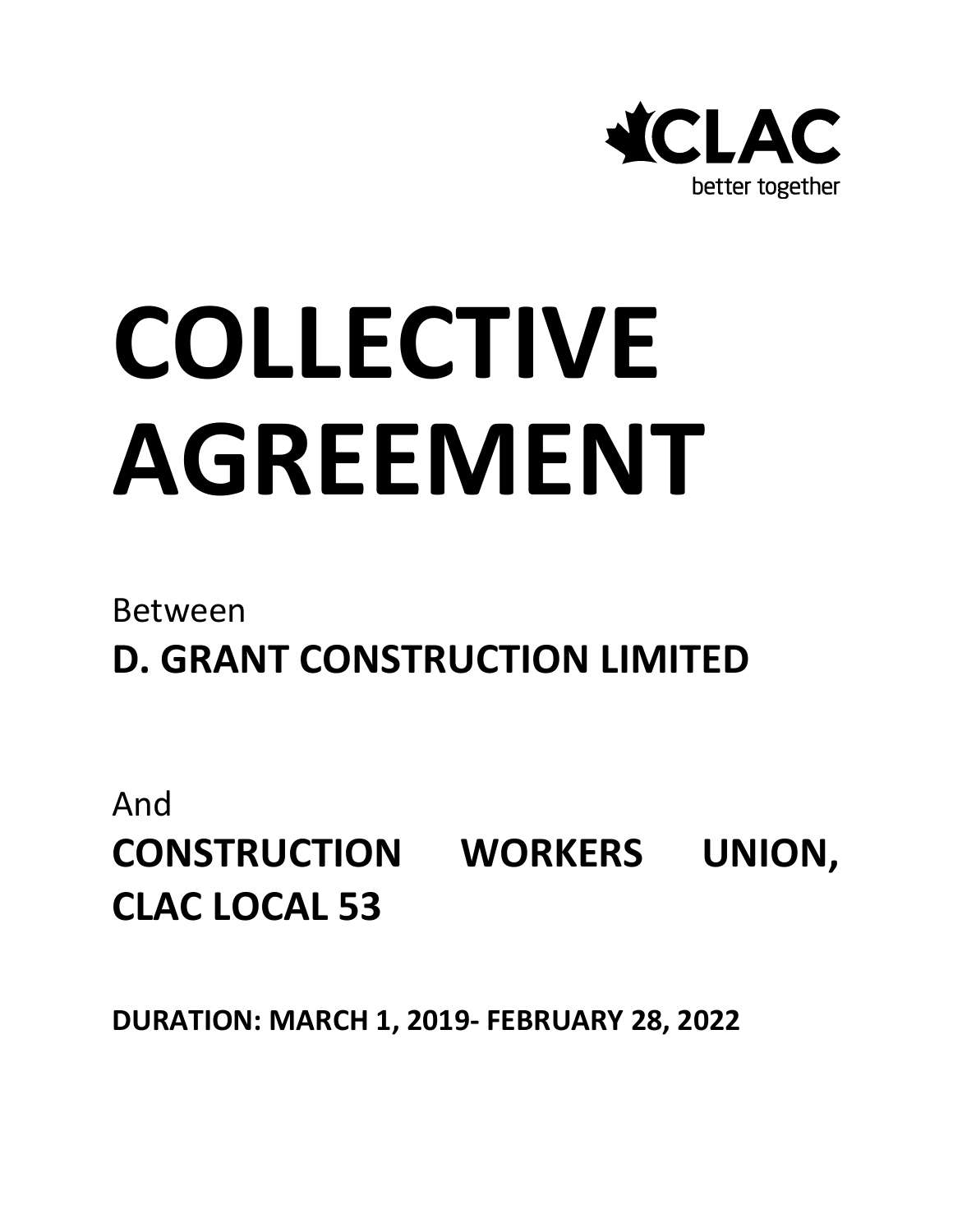CLAC

better together

# COLLECTIVE AGREEMENT

Between

**D. GRANT CONSTRUCTION LIMITED**

And

**CONSTRUCTION WORKERS UNION, CLAC LOCAL 53**

**DURATION: MARCH 1, 2019- FEBRUARY 28, 2022**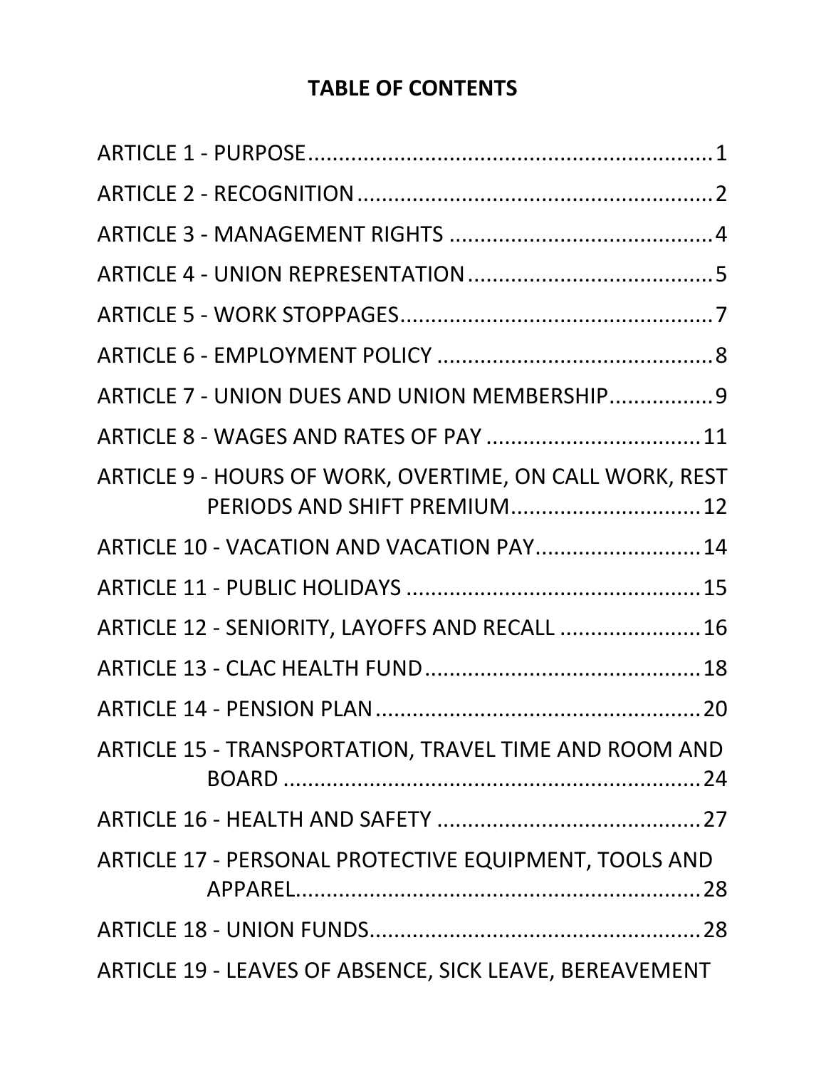# TABLE OF CONTENTS

ARTICLE 1 - PURPOSE .................................................................1

ARTICLE 2 - RECOGNITION ..........................................................2

ARTICLE 3 - MANAGEMENT RIGHTS ...........................................4

ARTICLE 4 - UNION REPRESENTATION ........................................5

ARTICLE 5 - WORK STOPPAGES ...................................................7

ARTICLE 6 - EMPLOYMENT POLICY .............................................8

ARTICLE 7 - UNION DUES AND UNION MEMBERSHIP .................9

ARTICLE 8 - WAGES AND RATES OF PAY ...................................11

ARTICLE 9 - HOURS OF WORK, OVERTIME, ON CALL WORK, REST PERIODS AND SHIFT PREMIUM ...............................12

ARTICLE 10 - VACATION AND VACATION PAY ...........................14

ARTICLE 11 - PUBLIC HOLIDAYS ................................................15

ARTICLE 12 - SENIORITY, LAYOFFS AND RECALL .......................16

ARTICLE 13 - CLAC HEALTH FUND .............................................18

ARTICLE 14 - PENSION PLAN .....................................................20

ARTICLE 15 - TRANSPORTATION, TRAVEL TIME AND ROOM AND BOARD ....................................................................24

ARTICLE 16 - HEALTH AND SAFETY ...........................................27

ARTICLE 17 - PERSONAL PROTECTIVE EQUIPMENT, TOOLS AND APPAREL ..................................................................28

ARTICLE 18 - UNION FUNDS ......................................................28

ARTICLE 19 - LEAVES OF ABSENCE, SICK LEAVE, BEREAVEMENT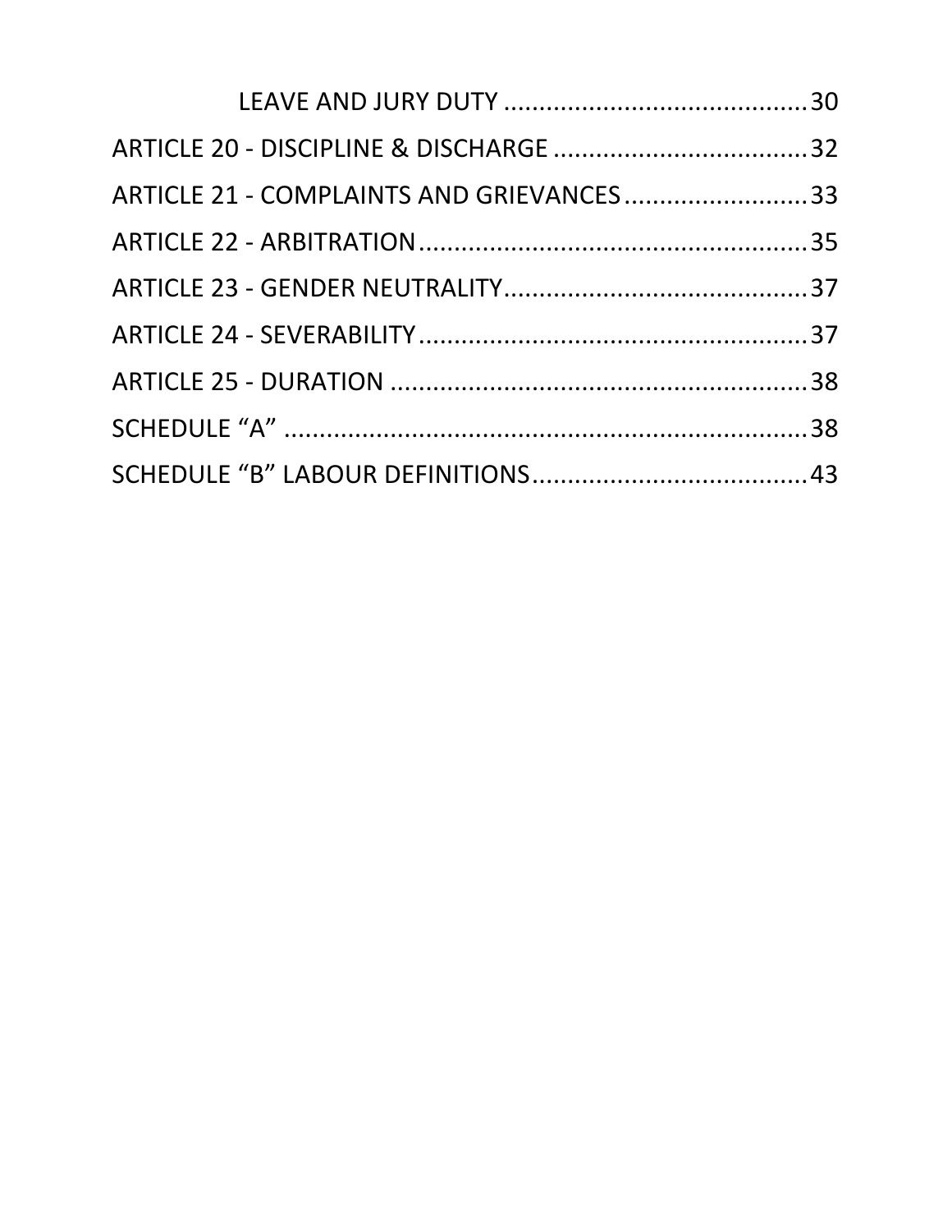LEAVE AND JURY DUTY ..........................................30

ARTICLE 20 - DISCIPLINE & DISCHARGE ....................................32

ARTICLE 21 - COMPLAINTS AND GRIEVANCES..........................33

ARTICLE 22 - ARBITRATION.......................................................35

ARTICLE 23 - GENDER NEUTRALITY...........................................37

ARTICLE 24 - SEVERABILITY.......................................................37

ARTICLE 25 - DURATION ............................................................38

SCHEDULE “A” ............................................................................38

SCHEDULE “B” LABOUR DEFINITIONS.......................................43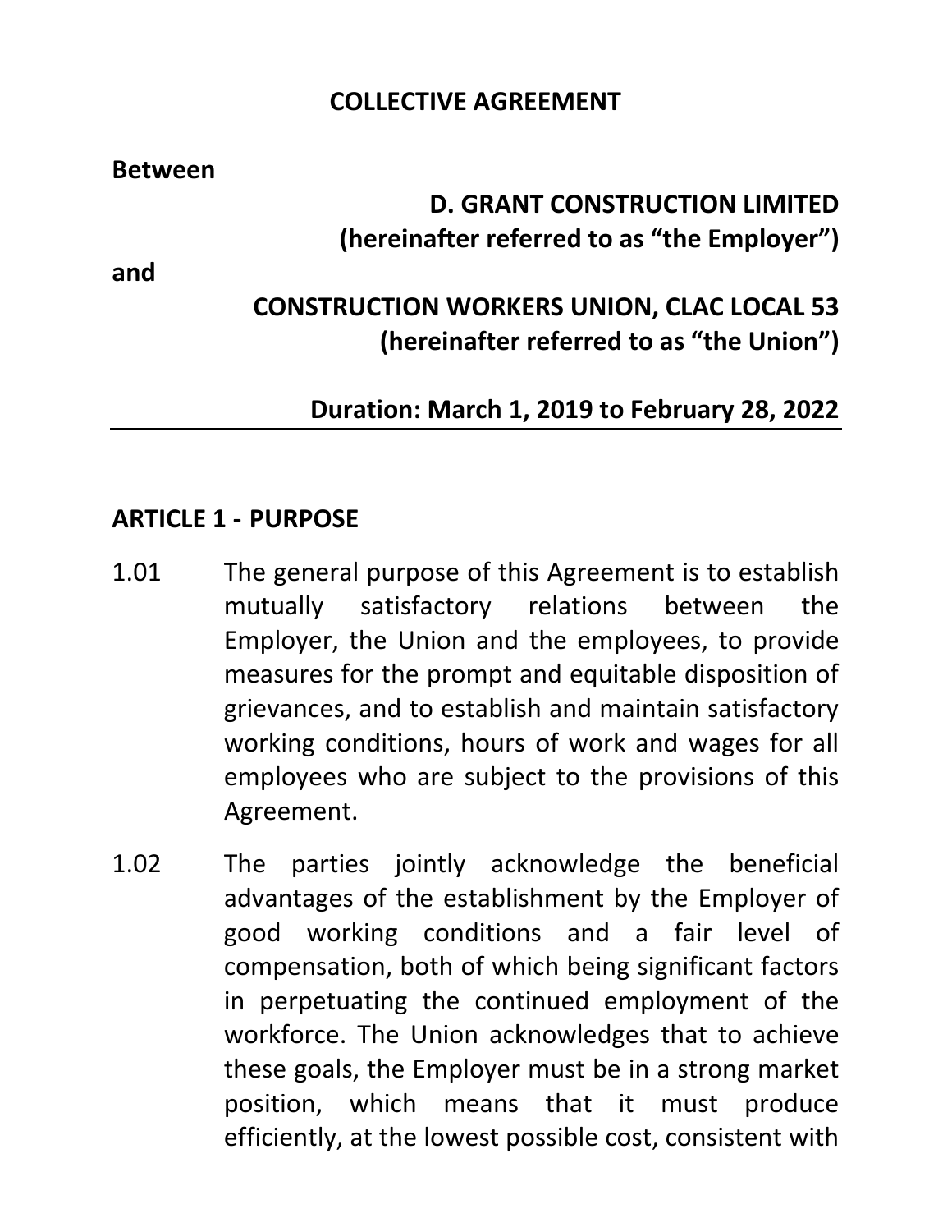# COLLECTIVE AGREEMENT

**Between**

**D. GRANT CONSTRUCTION LIMITED**
**(hereinafter referred to as "the Employer")**

**and**

**CONSTRUCTION WORKERS UNION, CLAC LOCAL 53**
**(hereinafter referred to as "the Union")**

**Duration: March 1, 2019 to February 28, 2022**

---

## ARTICLE 1 - PURPOSE

1.01 The general purpose of this Agreement is to establish mutually satisfactory relations between the Employer, the Union and the employees, to provide measures for the prompt and equitable disposition of grievances, and to establish and maintain satisfactory working conditions, hours of work and wages for all employees who are subject to the provisions of this Agreement.

1.02 The parties jointly acknowledge the beneficial advantages of the establishment by the Employer of good working conditions and a fair level of compensation, both of which being significant factors in perpetuating the continued employment of the workforce. The Union acknowledges that to achieve these goals, the Employer must be in a strong market position, which means that it must produce efficiently, at the lowest possible cost, consistent with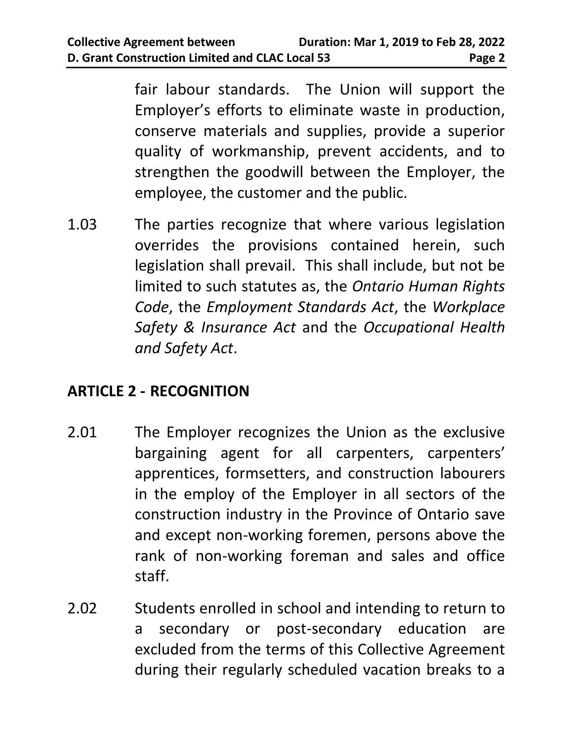fair labour standards. The Union will support the Employer's efforts to eliminate waste in production, conserve materials and supplies, provide a superior quality of workmanship, prevent accidents, and to strengthen the goodwill between the Employer, the employee, the customer and the public.

1.03 The parties recognize that where various legislation overrides the provisions contained herein, such legislation shall prevail. This shall include, but not be limited to such statutes as, the *Ontario Human Rights Code*, the *Employment Standards Act*, the *Workplace Safety & Insurance Act* and the *Occupational Health and Safety Act*.

## ARTICLE 2 - RECOGNITION

2.01 The Employer recognizes the Union as the exclusive bargaining agent for all carpenters, carpenters' apprentices, formsetters, and construction labourers in the employ of the Employer in all sectors of the construction industry in the Province of Ontario save and except non-working foremen, persons above the rank of non-working foreman and sales and office staff.

2.02 Students enrolled in school and intending to return to a secondary or post-secondary education are excluded from the terms of this Collective Agreement during their regularly scheduled vacation breaks to a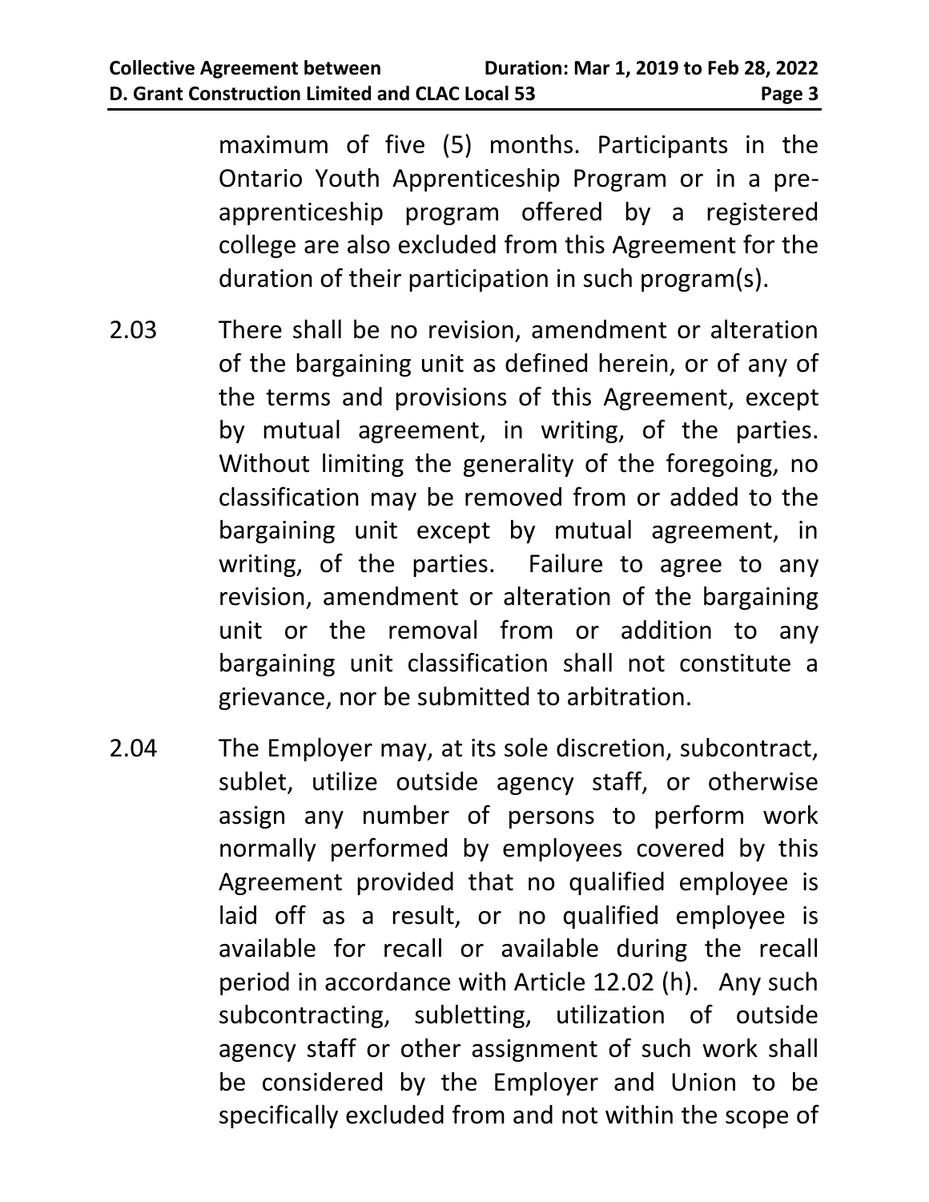maximum of five (5) months. Participants in the Ontario Youth Apprenticeship Program or in a pre-apprenticeship program offered by a registered college are also excluded from this Agreement for the duration of their participation in such program(s).

2.03 There shall be no revision, amendment or alteration of the bargaining unit as defined herein, or of any of the terms and provisions of this Agreement, except by mutual agreement, in writing, of the parties. Without limiting the generality of the foregoing, no classification may be removed from or added to the bargaining unit except by mutual agreement, in writing, of the parties. Failure to agree to any revision, amendment or alteration of the bargaining unit or the removal from or addition to any bargaining unit classification shall not constitute a grievance, nor be submitted to arbitration.

2.04 The Employer may, at its sole discretion, subcontract, sublet, utilize outside agency staff, or otherwise assign any number of persons to perform work normally performed by employees covered by this Agreement provided that no qualified employee is laid off as a result, or no qualified employee is available for recall or available during the recall period in accordance with Article 12.02 (h). Any such subcontracting, subletting, utilization of outside agency staff or other assignment of such work shall be considered by the Employer and Union to be specifically excluded from and not within the scope of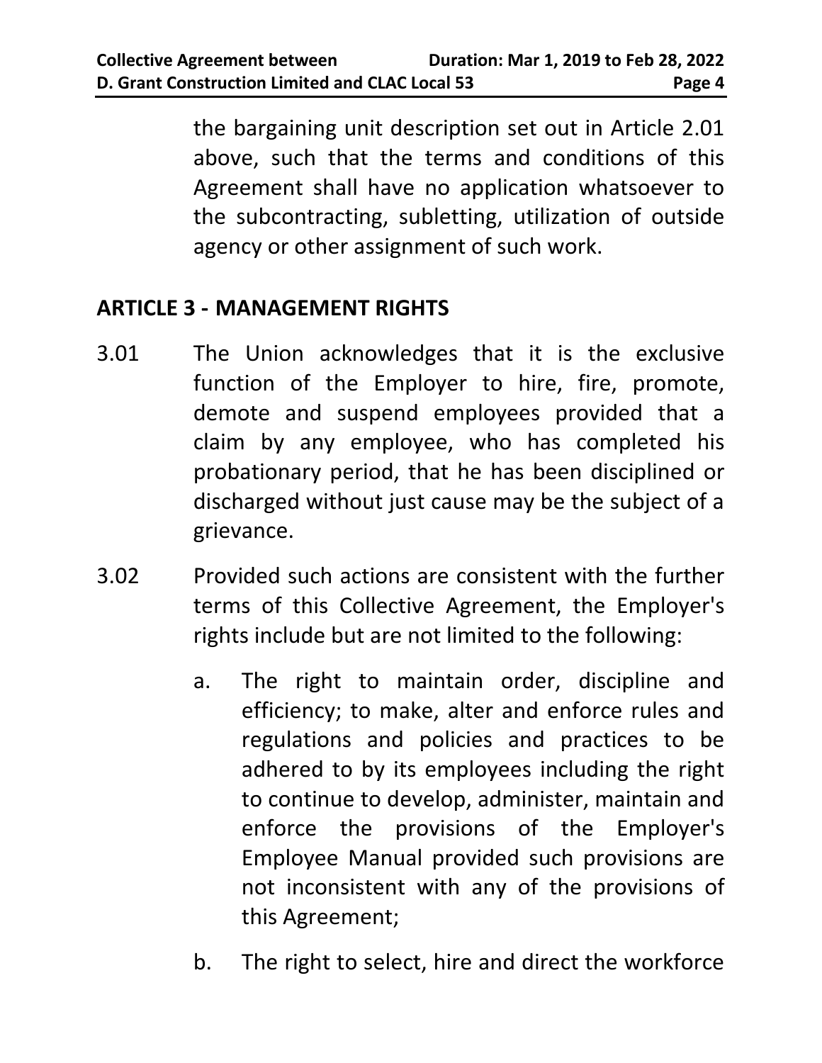the bargaining unit description set out in Article 2.01 above, such that the terms and conditions of this Agreement shall have no application whatsoever to the subcontracting, subletting, utilization of outside agency or other assignment of such work.

## ARTICLE 3 - MANAGEMENT RIGHTS

3.01 The Union acknowledges that it is the exclusive function of the Employer to hire, fire, promote, demote and suspend employees provided that a claim by any employee, who has completed his probationary period, that he has been disciplined or discharged without just cause may be the subject of a grievance.

3.02 Provided such actions are consistent with the further terms of this Collective Agreement, the Employer's rights include but are not limited to the following:

a. The right to maintain order, discipline and efficiency; to make, alter and enforce rules and regulations and policies and practices to be adhered to by its employees including the right to continue to develop, administer, maintain and enforce the provisions of the Employer's Employee Manual provided such provisions are not inconsistent with any of the provisions of this Agreement;

b. The right to select, hire and direct the workforce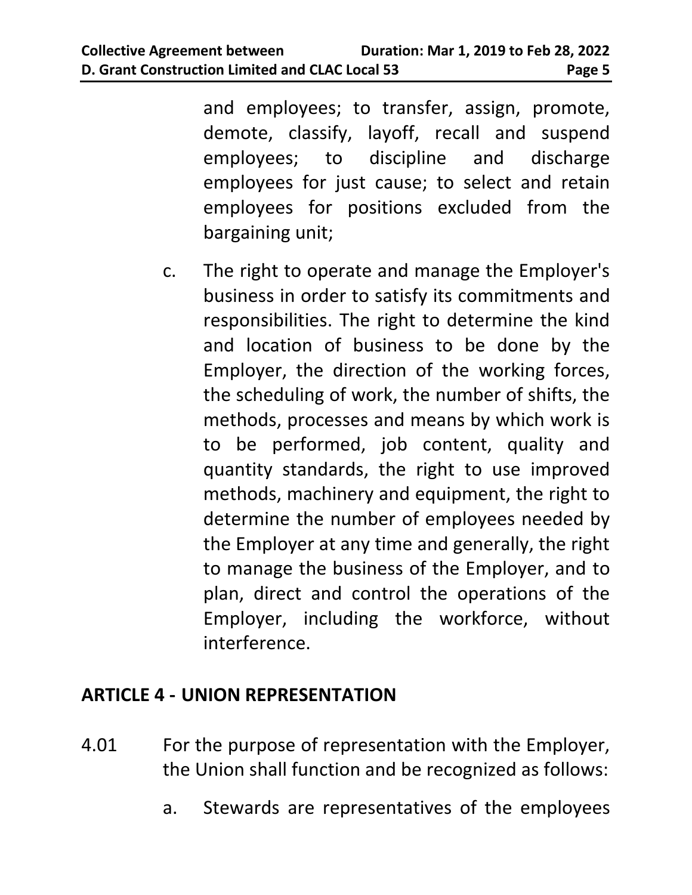and employees; to transfer, assign, promote, demote, classify, layoff, recall and suspend employees; to discipline and discharge employees for just cause; to select and retain employees for positions excluded from the bargaining unit;

c. The right to operate and manage the Employer's business in order to satisfy its commitments and responsibilities. The right to determine the kind and location of business to be done by the Employer, the direction of the working forces, the scheduling of work, the number of shifts, the methods, processes and means by which work is to be performed, job content, quality and quantity standards, the right to use improved methods, machinery and equipment, the right to determine the number of employees needed by the Employer at any time and generally, the right to manage the business of the Employer, and to plan, direct and control the operations of the Employer, including the workforce, without interference.

## ARTICLE 4 - UNION REPRESENTATION

4.01 For the purpose of representation with the Employer, the Union shall function and be recognized as follows:

a. Stewards are representatives of the employees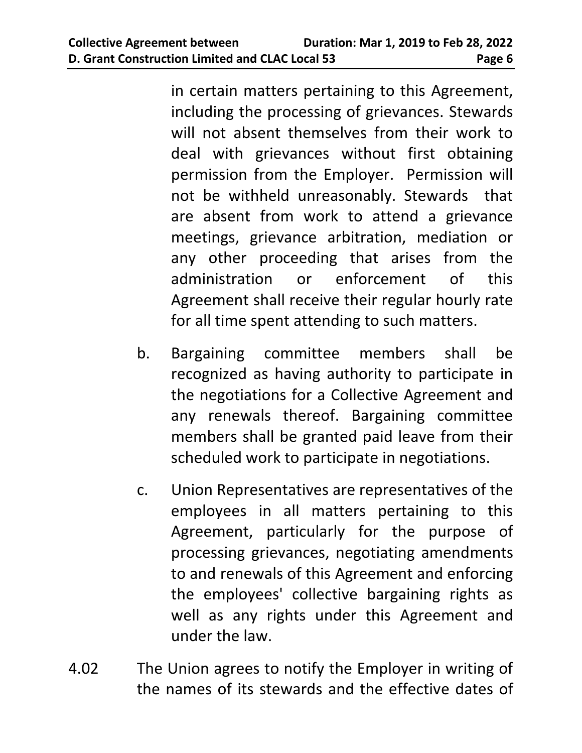in certain matters pertaining to this Agreement, including the processing of grievances. Stewards will not absent themselves from their work to deal with grievances without first obtaining permission from the Employer. Permission will not be withheld unreasonably. Stewards that are absent from work to attend a grievance meetings, grievance arbitration, mediation or any other proceeding that arises from the administration or enforcement of this Agreement shall receive their regular hourly rate for all time spent attending to such matters.

b. Bargaining committee members shall be recognized as having authority to participate in the negotiations for a Collective Agreement and any renewals thereof. Bargaining committee members shall be granted paid leave from their scheduled work to participate in negotiations.

c. Union Representatives are representatives of the employees in all matters pertaining to this Agreement, particularly for the purpose of processing grievances, negotiating amendments to and renewals of this Agreement and enforcing the employees' collective bargaining rights as well as any rights under this Agreement and under the law.

4.02 The Union agrees to notify the Employer in writing of the names of its stewards and the effective dates of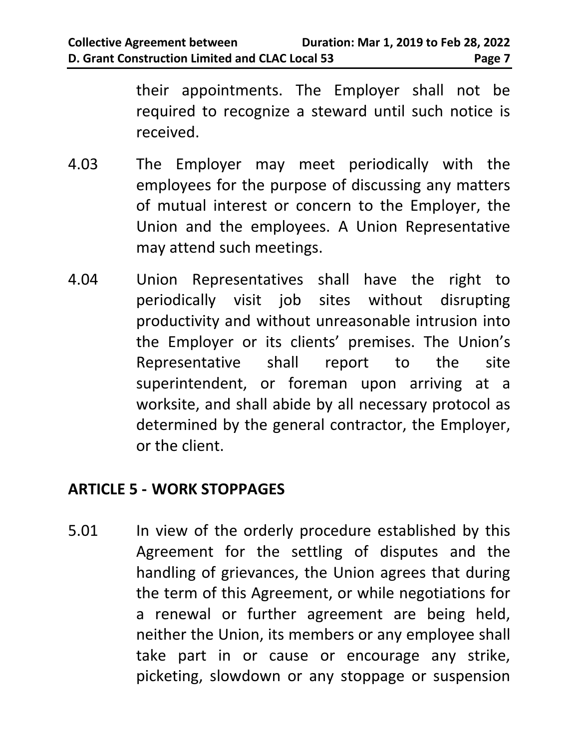their appointments. The Employer shall not be required to recognize a steward until such notice is received.

4.03 The Employer may meet periodically with the employees for the purpose of discussing any matters of mutual interest or concern to the Employer, the Union and the employees. A Union Representative may attend such meetings.

4.04 Union Representatives shall have the right to periodically visit job sites without disrupting productivity and without unreasonable intrusion into the Employer or its clients' premises. The Union's Representative shall report to the site superintendent, or foreman upon arriving at a worksite, and shall abide by all necessary protocol as determined by the general contractor, the Employer, or the client.

## ARTICLE 5 - WORK STOPPAGES

5.01 In view of the orderly procedure established by this Agreement for the settling of disputes and the handling of grievances, the Union agrees that during the term of this Agreement, or while negotiations for a renewal or further agreement are being held, neither the Union, its members or any employee shall take part in or cause or encourage any strike, picketing, slowdown or any stoppage or suspension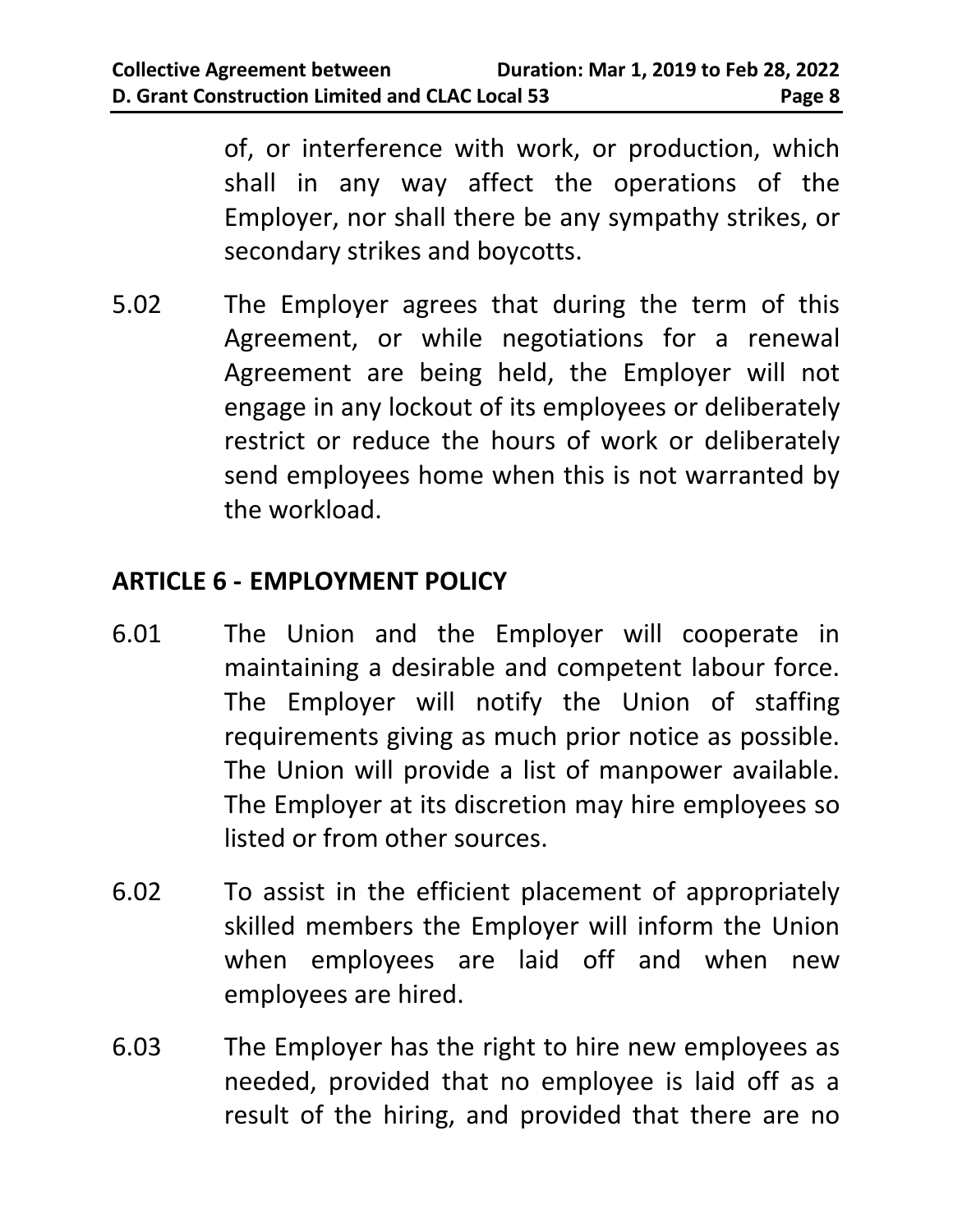of, or interference with work, or production, which shall in any way affect the operations of the Employer, nor shall there be any sympathy strikes, or secondary strikes and boycotts.

5.02 The Employer agrees that during the term of this Agreement, or while negotiations for a renewal Agreement are being held, the Employer will not engage in any lockout of its employees or deliberately restrict or reduce the hours of work or deliberately send employees home when this is not warranted by the workload.

## ARTICLE 6 - EMPLOYMENT POLICY

6.01 The Union and the Employer will cooperate in maintaining a desirable and competent labour force. The Employer will notify the Union of staffing requirements giving as much prior notice as possible. The Union will provide a list of manpower available. The Employer at its discretion may hire employees so listed or from other sources.

6.02 To assist in the efficient placement of appropriately skilled members the Employer will inform the Union when employees are laid off and when new employees are hired.

6.03 The Employer has the right to hire new employees as needed, provided that no employee is laid off as a result of the hiring, and provided that there are no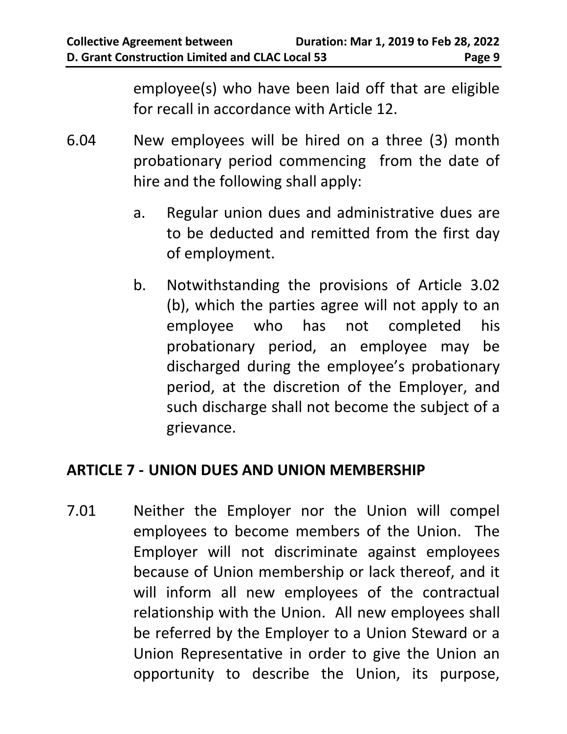employee(s) who have been laid off that are eligible for recall in accordance with Article 12.

6.04 New employees will be hired on a three (3) month probationary period commencing from the date of hire and the following shall apply:

a. Regular union dues and administrative dues are to be deducted and remitted from the first day of employment.

b. Notwithstanding the provisions of Article 3.02 (b), which the parties agree will not apply to an employee who has not completed his probationary period, an employee may be discharged during the employee's probationary period, at the discretion of the Employer, and such discharge shall not become the subject of a grievance.

## ARTICLE 7 - UNION DUES AND UNION MEMBERSHIP

7.01 Neither the Employer nor the Union will compel employees to become members of the Union. The Employer will not discriminate against employees because of Union membership or lack thereof, and it will inform all new employees of the contractual relationship with the Union. All new employees shall be referred by the Employer to a Union Steward or a Union Representative in order to give the Union an opportunity to describe the Union, its purpose,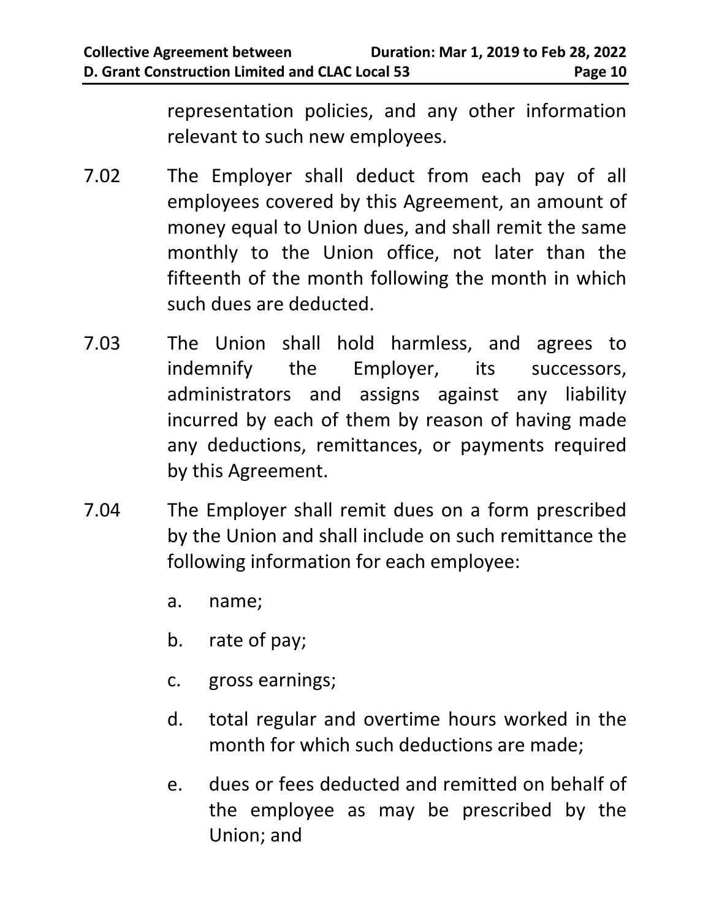representation policies, and any other information relevant to such new employees.

7.02 The Employer shall deduct from each pay of all employees covered by this Agreement, an amount of money equal to Union dues, and shall remit the same monthly to the Union office, not later than the fifteenth of the month following the month in which such dues are deducted.

7.03 The Union shall hold harmless, and agrees to indemnify the Employer, its successors, administrators and assigns against any liability incurred by each of them by reason of having made any deductions, remittances, or payments required by this Agreement.

7.04 The Employer shall remit dues on a form prescribed by the Union and shall include on such remittance the following information for each employee:

a. name;

b. rate of pay;

c. gross earnings;

d. total regular and overtime hours worked in the month for which such deductions are made;

e. dues or fees deducted and remitted on behalf of the employee as may be prescribed by the Union; and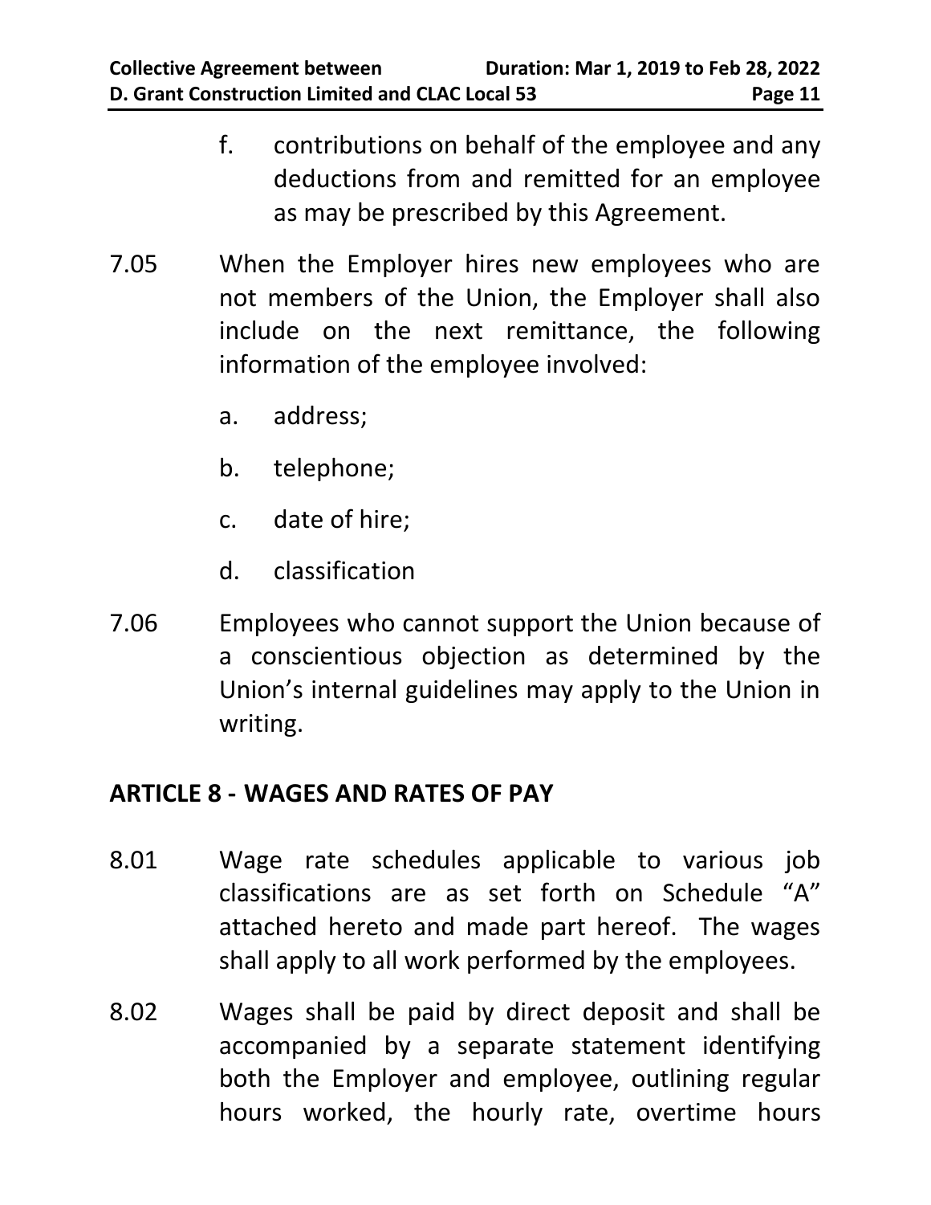f. contributions on behalf of the employee and any deductions from and remitted for an employee as may be prescribed by this Agreement.

7.05 When the Employer hires new employees who are not members of the Union, the Employer shall also include on the next remittance, the following information of the employee involved:

a. address;

b. telephone;

c. date of hire;

d. classification

7.06 Employees who cannot support the Union because of a conscientious objection as determined by the Union's internal guidelines may apply to the Union in writing.

## ARTICLE 8 - WAGES AND RATES OF PAY

8.01 Wage rate schedules applicable to various job classifications are as set forth on Schedule "A" attached hereto and made part hereof. The wages shall apply to all work performed by the employees.

8.02 Wages shall be paid by direct deposit and shall be accompanied by a separate statement identifying both the Employer and employee, outlining regular hours worked, the hourly rate, overtime hours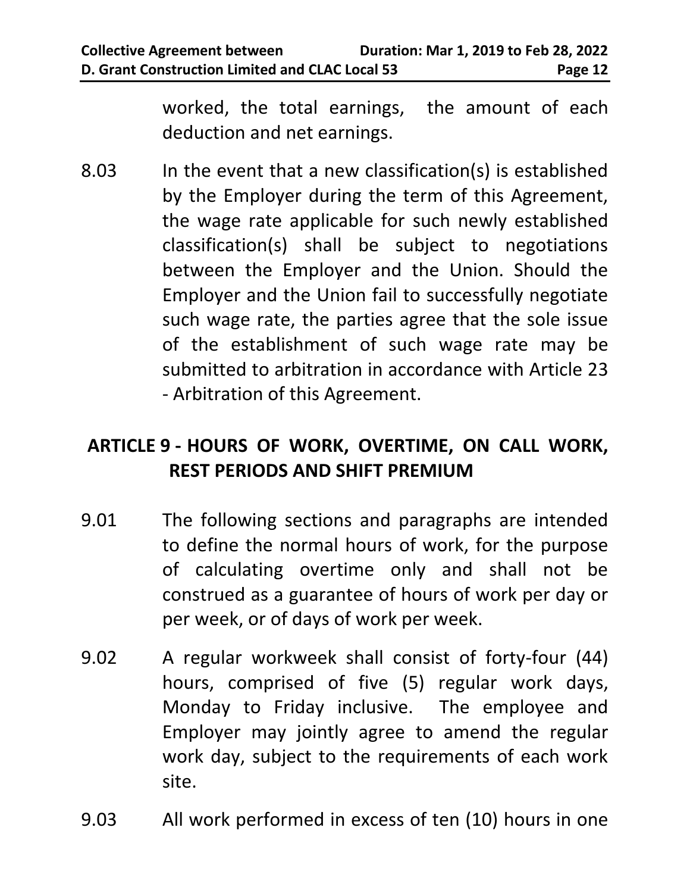worked, the total earnings, the amount of each deduction and net earnings.

8.03 In the event that a new classification(s) is established by the Employer during the term of this Agreement, the wage rate applicable for such newly established classification(s) shall be subject to negotiations between the Employer and the Union. Should the Employer and the Union fail to successfully negotiate such wage rate, the parties agree that the sole issue of the establishment of such wage rate may be submitted to arbitration in accordance with Article 23 - Arbitration of this Agreement.

## ARTICLE 9 - HOURS OF WORK, OVERTIME, ON CALL WORK, REST PERIODS AND SHIFT PREMIUM

9.01 The following sections and paragraphs are intended to define the normal hours of work, for the purpose of calculating overtime only and shall not be construed as a guarantee of hours of work per day or per week, or of days of work per week.

9.02 A regular workweek shall consist of forty-four (44) hours, comprised of five (5) regular work days, Monday to Friday inclusive. The employee and Employer may jointly agree to amend the regular work day, subject to the requirements of each work site.

9.03 All work performed in excess of ten (10) hours in one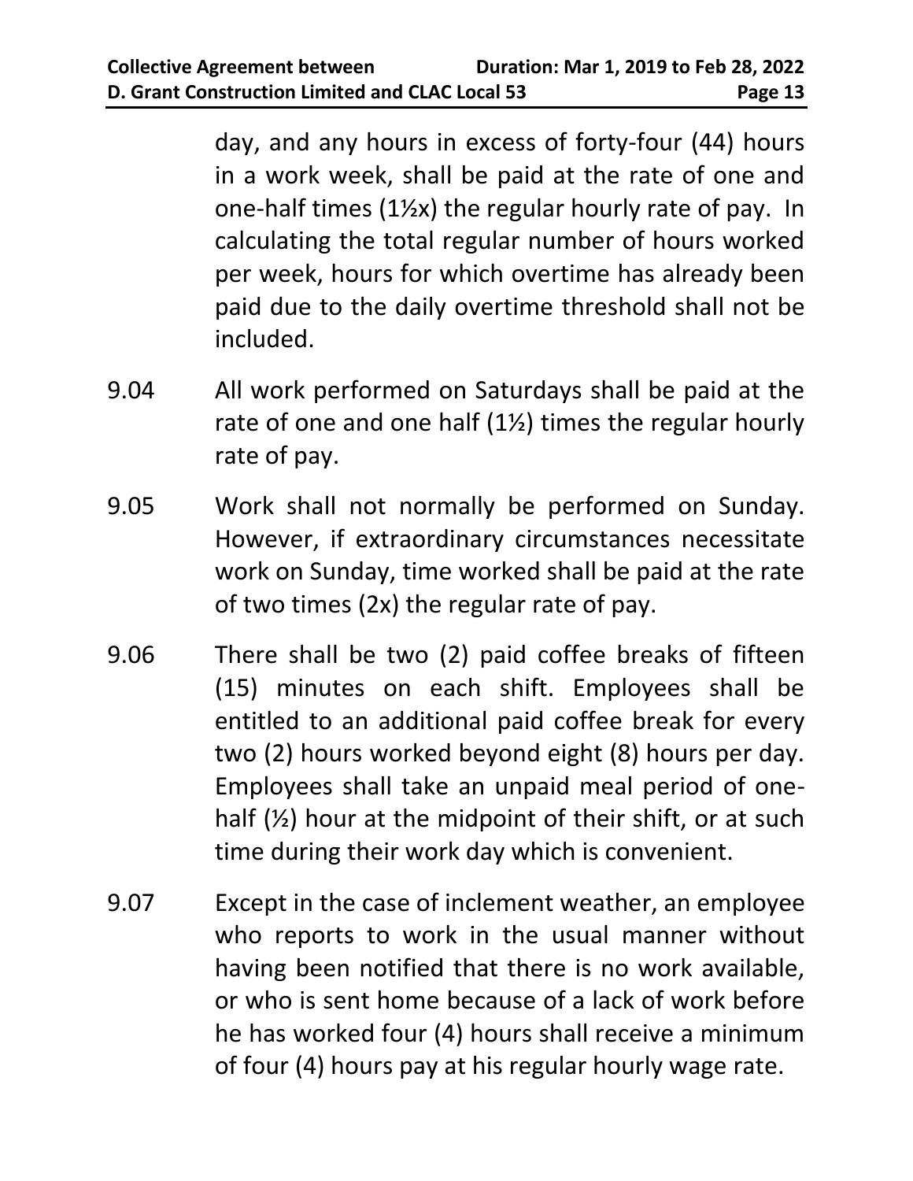day, and any hours in excess of forty-four (44) hours in a work week, shall be paid at the rate of one and one-half times (1½x) the regular hourly rate of pay. In calculating the total regular number of hours worked per week, hours for which overtime has already been paid due to the daily overtime threshold shall not be included.

9.04 All work performed on Saturdays shall be paid at the rate of one and one half (1½) times the regular hourly rate of pay.

9.05 Work shall not normally be performed on Sunday. However, if extraordinary circumstances necessitate work on Sunday, time worked shall be paid at the rate of two times (2x) the regular rate of pay.

9.06 There shall be two (2) paid coffee breaks of fifteen (15) minutes on each shift. Employees shall be entitled to an additional paid coffee break for every two (2) hours worked beyond eight (8) hours per day. Employees shall take an unpaid meal period of one-half (½) hour at the midpoint of their shift, or at such time during their work day which is convenient.

9.07 Except in the case of inclement weather, an employee who reports to work in the usual manner without having been notified that there is no work available, or who is sent home because of a lack of work before he has worked four (4) hours shall receive a minimum of four (4) hours pay at his regular hourly wage rate.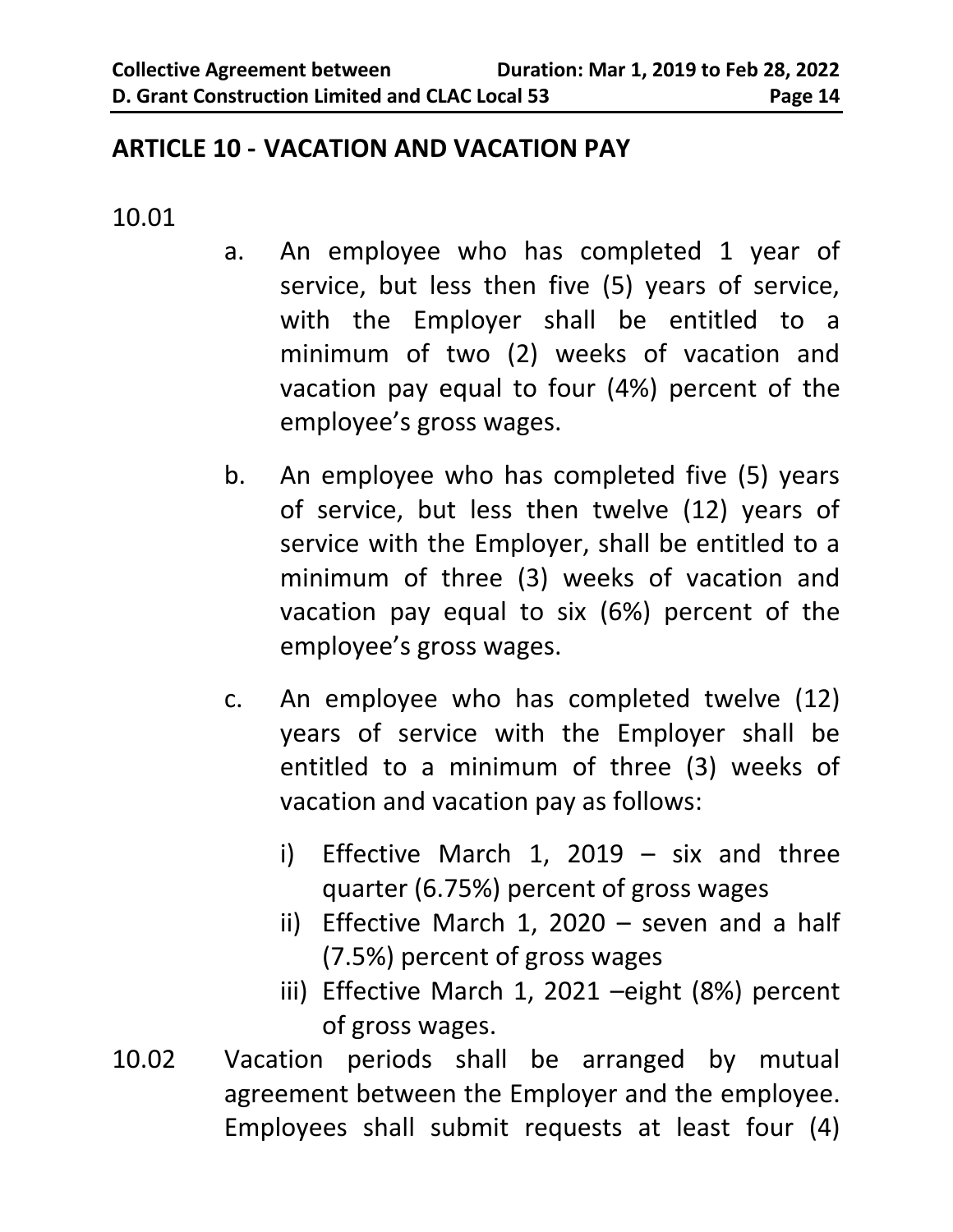## ARTICLE 10 - VACATION AND VACATION PAY

10.01

a. An employee who has completed 1 year of service, but less then five (5) years of service, with the Employer shall be entitled to a minimum of two (2) weeks of vacation and vacation pay equal to four (4%) percent of the employee's gross wages.

b. An employee who has completed five (5) years of service, but less then twelve (12) years of service with the Employer, shall be entitled to a minimum of three (3) weeks of vacation and vacation pay equal to six (6%) percent of the employee's gross wages.

c. An employee who has completed twelve (12) years of service with the Employer shall be entitled to a minimum of three (3) weeks of vacation and vacation pay as follows:

   i) Effective March 1, 2019 – six and three quarter (6.75%) percent of gross wages
   ii) Effective March 1, 2020 – seven and a half (7.5%) percent of gross wages
   iii) Effective March 1, 2021 –eight (8%) percent of gross wages.

10.02 Vacation periods shall be arranged by mutual agreement between the Employer and the employee. Employees shall submit requests at least four (4)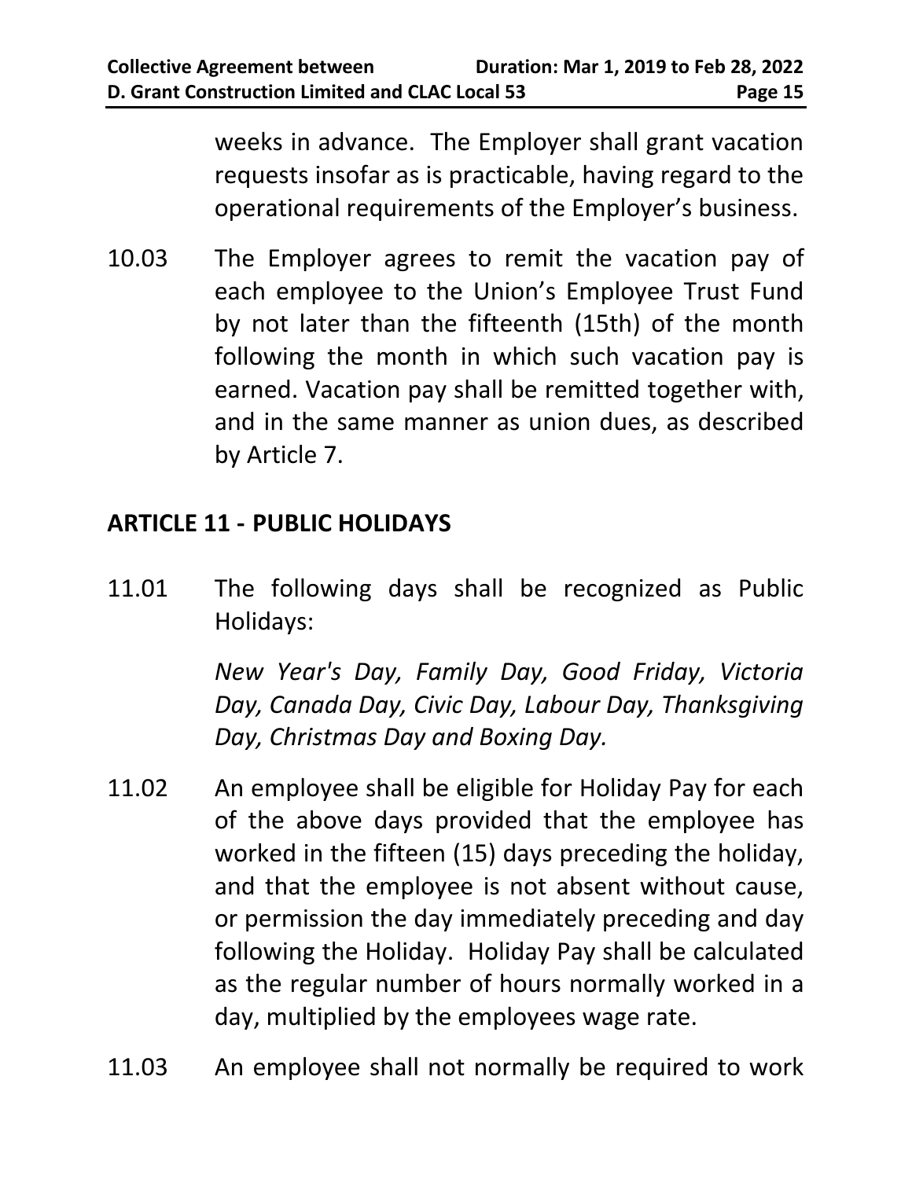weeks in advance. The Employer shall grant vacation requests insofar as is practicable, having regard to the operational requirements of the Employer's business.

10.03 The Employer agrees to remit the vacation pay of each employee to the Union's Employee Trust Fund by not later than the fifteenth (15th) of the month following the month in which such vacation pay is earned. Vacation pay shall be remitted together with, and in the same manner as union dues, as described by Article 7.

## ARTICLE 11 - PUBLIC HOLIDAYS

11.01 The following days shall be recognized as Public Holidays:

*New Year's Day, Family Day, Good Friday, Victoria Day, Canada Day, Civic Day, Labour Day, Thanksgiving Day, Christmas Day and Boxing Day.*

11.02 An employee shall be eligible for Holiday Pay for each of the above days provided that the employee has worked in the fifteen (15) days preceding the holiday, and that the employee is not absent without cause, or permission the day immediately preceding and day following the Holiday. Holiday Pay shall be calculated as the regular number of hours normally worked in a day, multiplied by the employees wage rate.

11.03 An employee shall not normally be required to work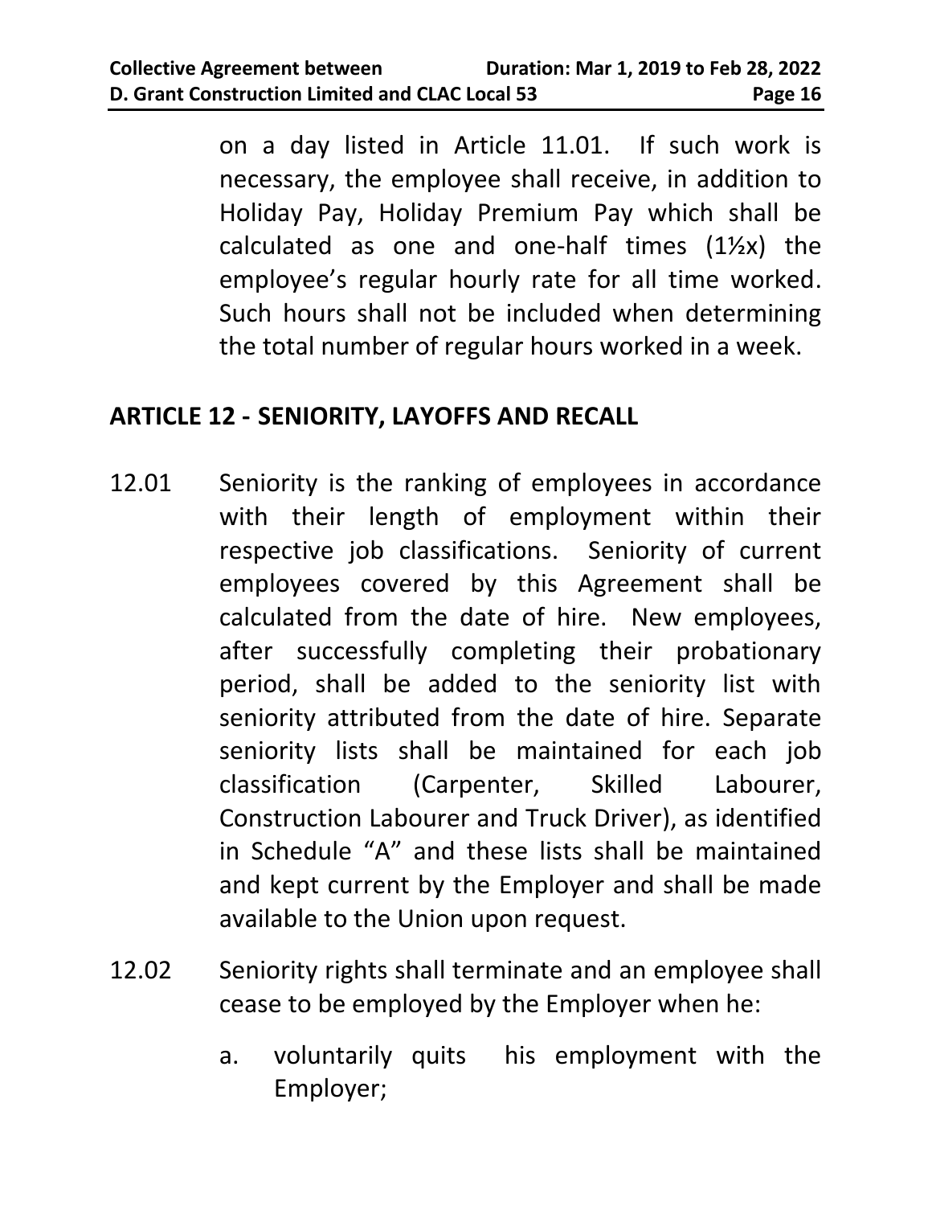on a day listed in Article 11.01. If such work is necessary, the employee shall receive, in addition to Holiday Pay, Holiday Premium Pay which shall be calculated as one and one-half times (1½x) the employee's regular hourly rate for all time worked. Such hours shall not be included when determining the total number of regular hours worked in a week.

## ARTICLE 12 - SENIORITY, LAYOFFS AND RECALL

12.01 Seniority is the ranking of employees in accordance with their length of employment within their respective job classifications. Seniority of current employees covered by this Agreement shall be calculated from the date of hire. New employees, after successfully completing their probationary period, shall be added to the seniority list with seniority attributed from the date of hire. Separate seniority lists shall be maintained for each job classification (Carpenter, Skilled Labourer, Construction Labourer and Truck Driver), as identified in Schedule "A" and these lists shall be maintained and kept current by the Employer and shall be made available to the Union upon request.

12.02 Seniority rights shall terminate and an employee shall cease to be employed by the Employer when he:

a. voluntarily quits his employment with the Employer;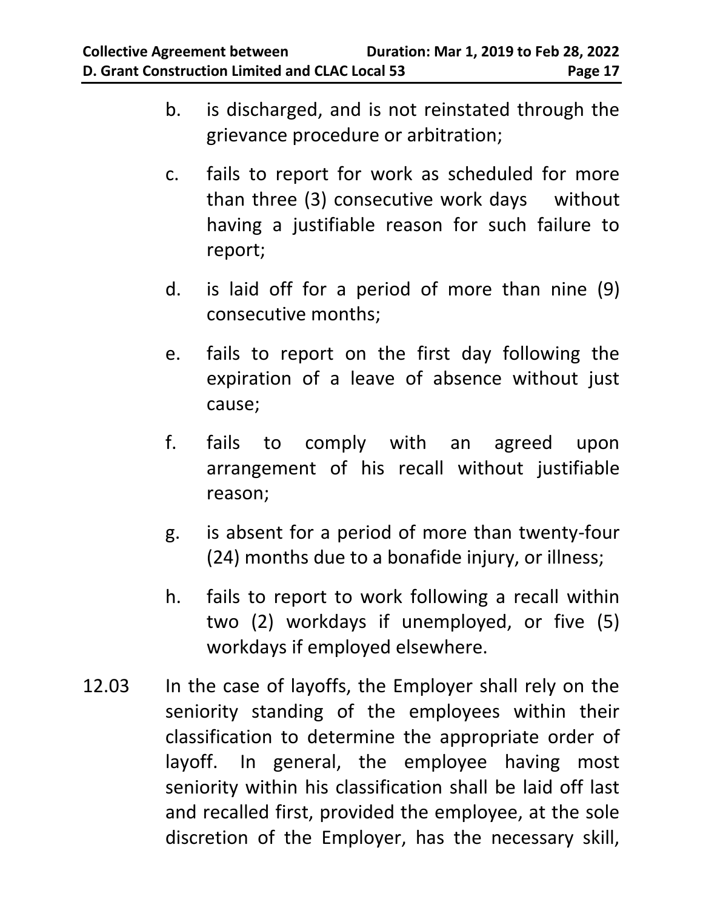b. is discharged, and is not reinstated through the grievance procedure or arbitration;

c. fails to report for work as scheduled for more than three (3) consecutive work days without having a justifiable reason for such failure to report;

d. is laid off for a period of more than nine (9) consecutive months;

e. fails to report on the first day following the expiration of a leave of absence without just cause;

f. fails to comply with an agreed upon arrangement of his recall without justifiable reason;

g. is absent for a period of more than twenty-four (24) months due to a bonafide injury, or illness;

h. fails to report to work following a recall within two (2) workdays if unemployed, or five (5) workdays if employed elsewhere.

12.03 In the case of layoffs, the Employer shall rely on the seniority standing of the employees within their classification to determine the appropriate order of layoff. In general, the employee having most seniority within his classification shall be laid off last and recalled first, provided the employee, at the sole discretion of the Employer, has the necessary skill,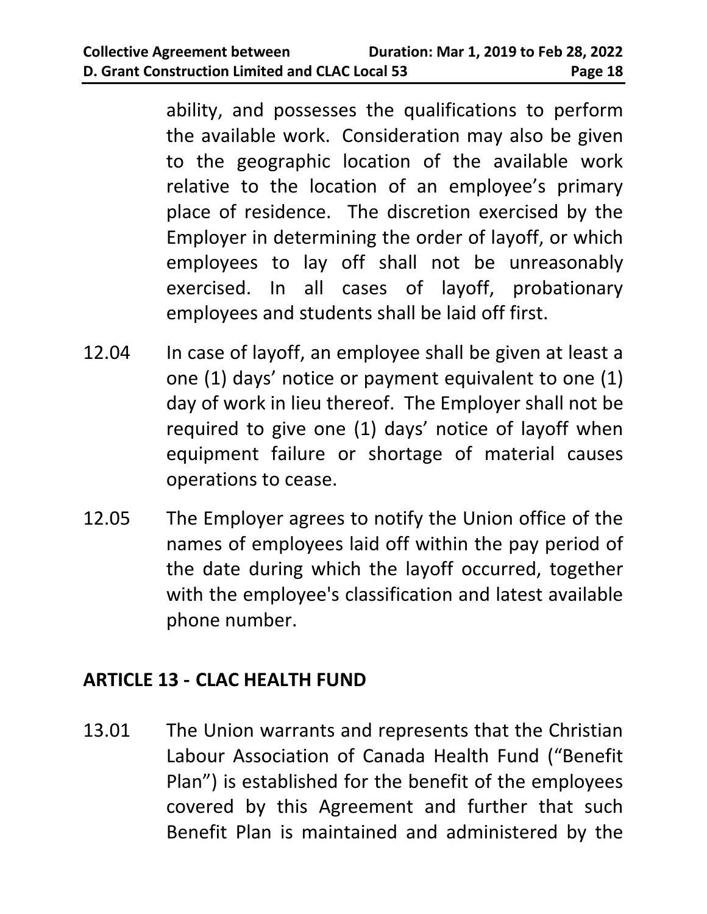ability, and possesses the qualifications to perform the available work. Consideration may also be given to the geographic location of the available work relative to the location of an employee's primary place of residence. The discretion exercised by the Employer in determining the order of layoff, or which employees to lay off shall not be unreasonably exercised. In all cases of layoff, probationary employees and students shall be laid off first.

12.04 In case of layoff, an employee shall be given at least a one (1) days' notice or payment equivalent to one (1) day of work in lieu thereof. The Employer shall not be required to give one (1) days' notice of layoff when equipment failure or shortage of material causes operations to cease.

12.05 The Employer agrees to notify the Union office of the names of employees laid off within the pay period of the date during which the layoff occurred, together with the employee's classification and latest available phone number.

## ARTICLE 13 - CLAC HEALTH FUND

13.01 The Union warrants and represents that the Christian Labour Association of Canada Health Fund ("Benefit Plan") is established for the benefit of the employees covered by this Agreement and further that such Benefit Plan is maintained and administered by the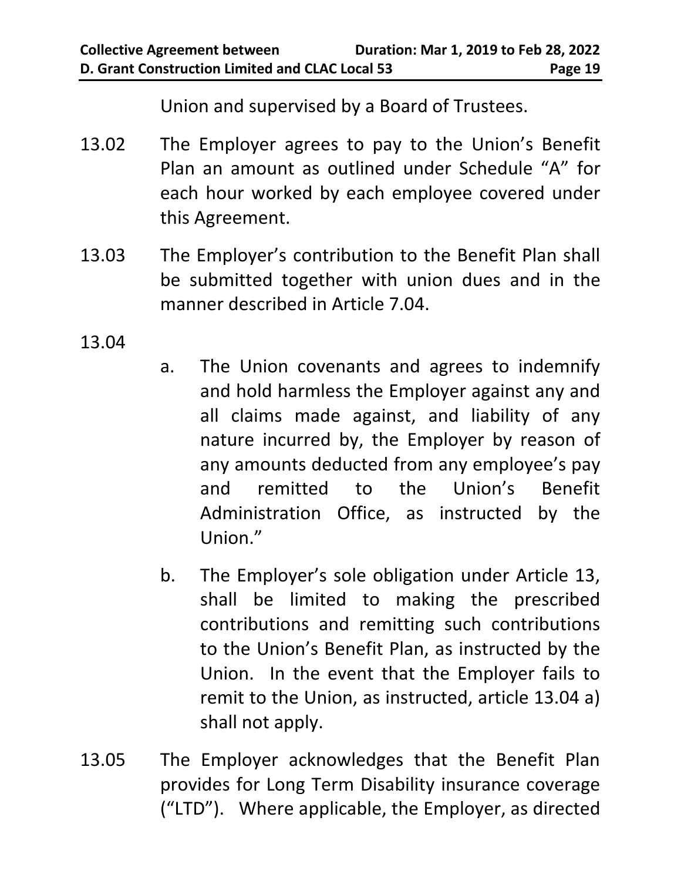Union and supervised by a Board of Trustees.

13.02 The Employer agrees to pay to the Union's Benefit Plan an amount as outlined under Schedule "A" for each hour worked by each employee covered under this Agreement.

13.03 The Employer's contribution to the Benefit Plan shall be submitted together with union dues and in the manner described in Article 7.04.

13.04

a. The Union covenants and agrees to indemnify and hold harmless the Employer against any and all claims made against, and liability of any nature incurred by, the Employer by reason of any amounts deducted from any employee's pay and remitted to the Union's Benefit Administration Office, as instructed by the Union."

b. The Employer's sole obligation under Article 13, shall be limited to making the prescribed contributions and remitting such contributions to the Union's Benefit Plan, as instructed by the Union. In the event that the Employer fails to remit to the Union, as instructed, article 13.04 a) shall not apply.

13.05 The Employer acknowledges that the Benefit Plan provides for Long Term Disability insurance coverage ("LTD"). Where applicable, the Employer, as directed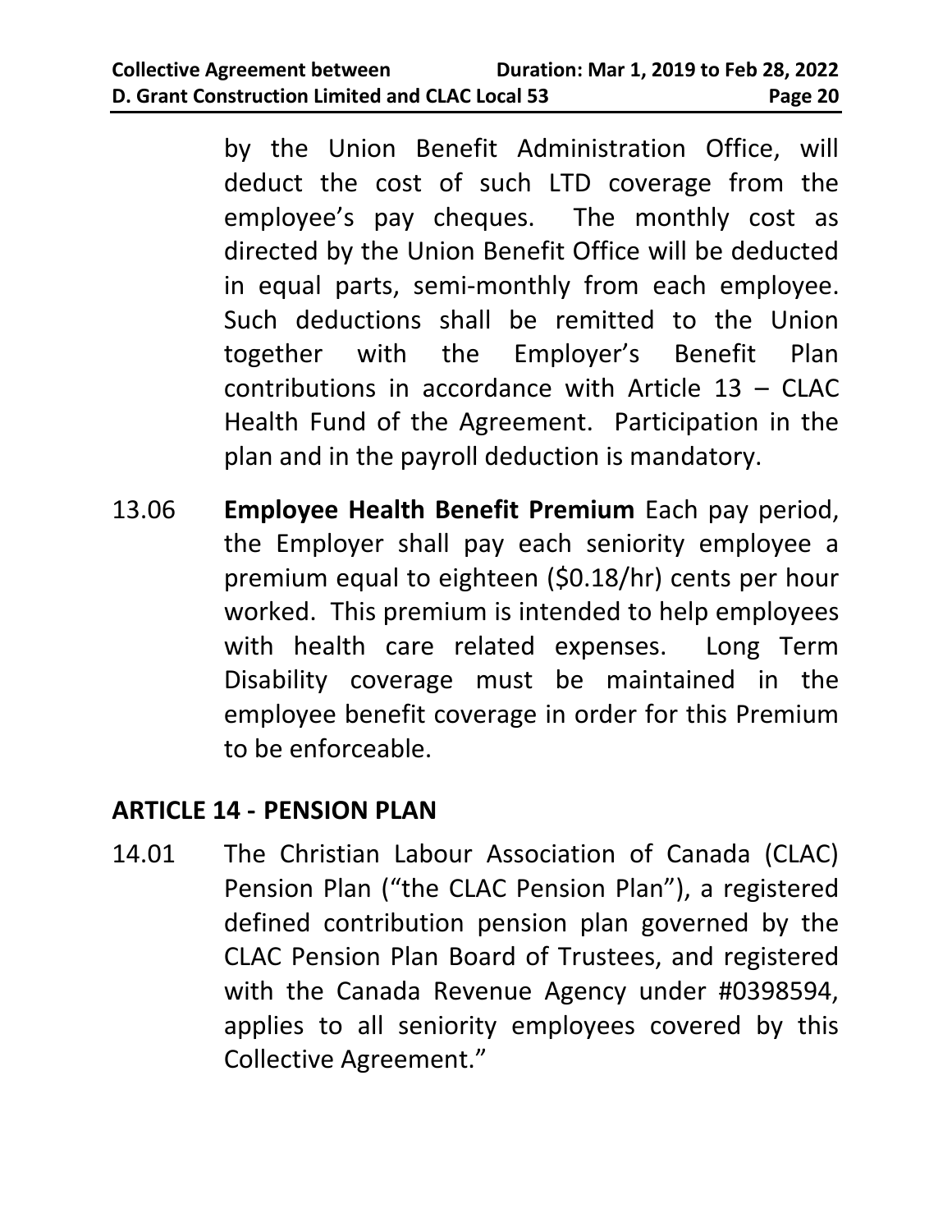by the Union Benefit Administration Office, will deduct the cost of such LTD coverage from the employee's pay cheques. The monthly cost as directed by the Union Benefit Office will be deducted in equal parts, semi-monthly from each employee. Such deductions shall be remitted to the Union together with the Employer's Benefit Plan contributions in accordance with Article 13 – CLAC Health Fund of the Agreement. Participation in the plan and in the payroll deduction is mandatory.

13.06 **Employee Health Benefit Premium** Each pay period, the Employer shall pay each seniority employee a premium equal to eighteen ($0.18/hr) cents per hour worked. This premium is intended to help employees with health care related expenses. Long Term Disability coverage must be maintained in the employee benefit coverage in order for this Premium to be enforceable.

## ARTICLE 14 - PENSION PLAN

14.01 The Christian Labour Association of Canada (CLAC) Pension Plan ("the CLAC Pension Plan"), a registered defined contribution pension plan governed by the CLAC Pension Plan Board of Trustees, and registered with the Canada Revenue Agency under #0398594, applies to all seniority employees covered by this Collective Agreement."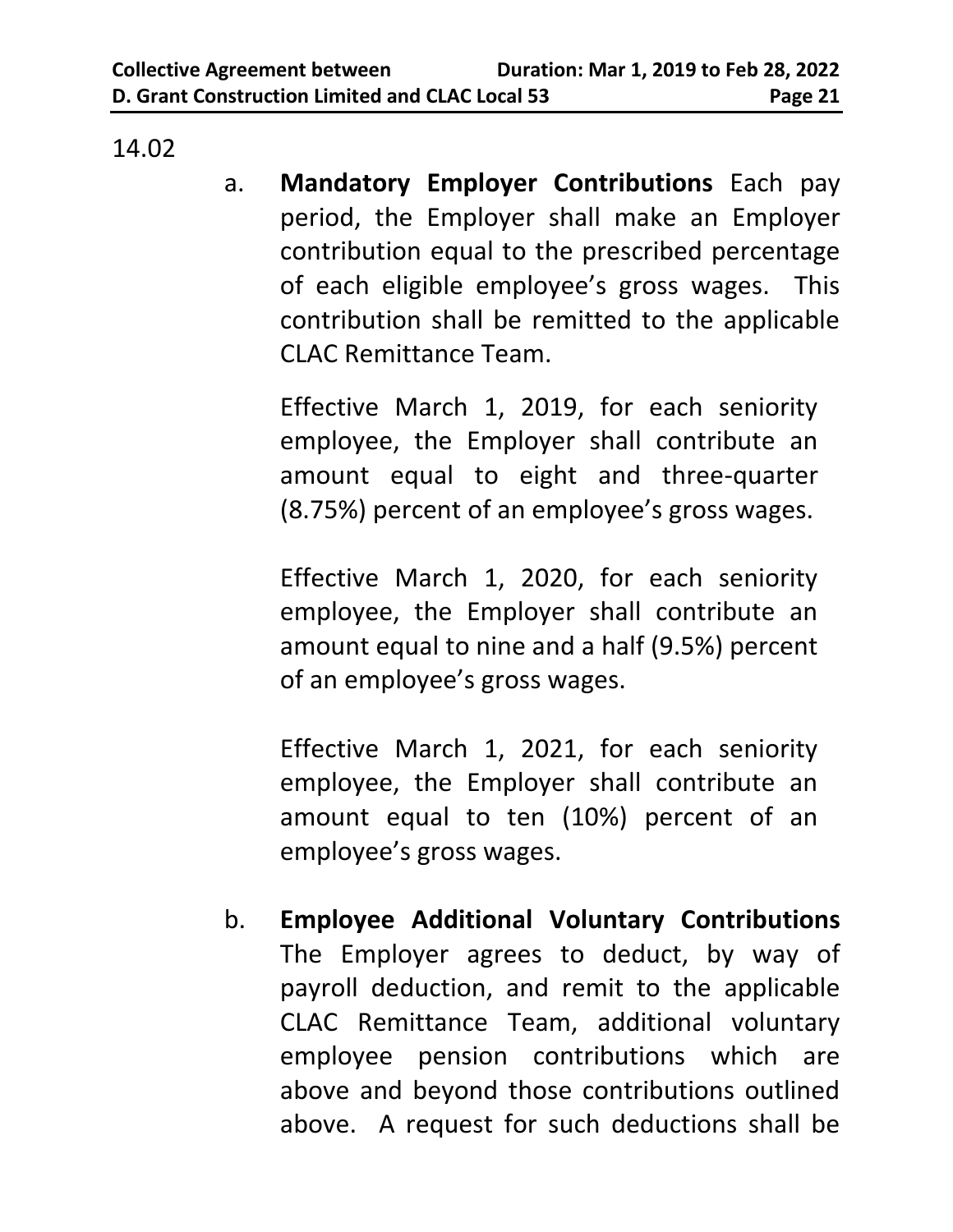14.02

a. **Mandatory Employer Contributions** Each pay period, the Employer shall make an Employer contribution equal to the prescribed percentage of each eligible employee's gross wages. This contribution shall be remitted to the applicable CLAC Remittance Team.

   Effective March 1, 2019, for each seniority employee, the Employer shall contribute an amount equal to eight and three-quarter (8.75%) percent of an employee's gross wages.

   Effective March 1, 2020, for each seniority employee, the Employer shall contribute an amount equal to nine and a half (9.5%) percent of an employee's gross wages.

   Effective March 1, 2021, for each seniority employee, the Employer shall contribute an amount equal to ten (10%) percent of an employee's gross wages.

b. **Employee Additional Voluntary Contributions** The Employer agrees to deduct, by way of payroll deduction, and remit to the applicable CLAC Remittance Team, additional voluntary employee pension contributions which are above and beyond those contributions outlined above. A request for such deductions shall be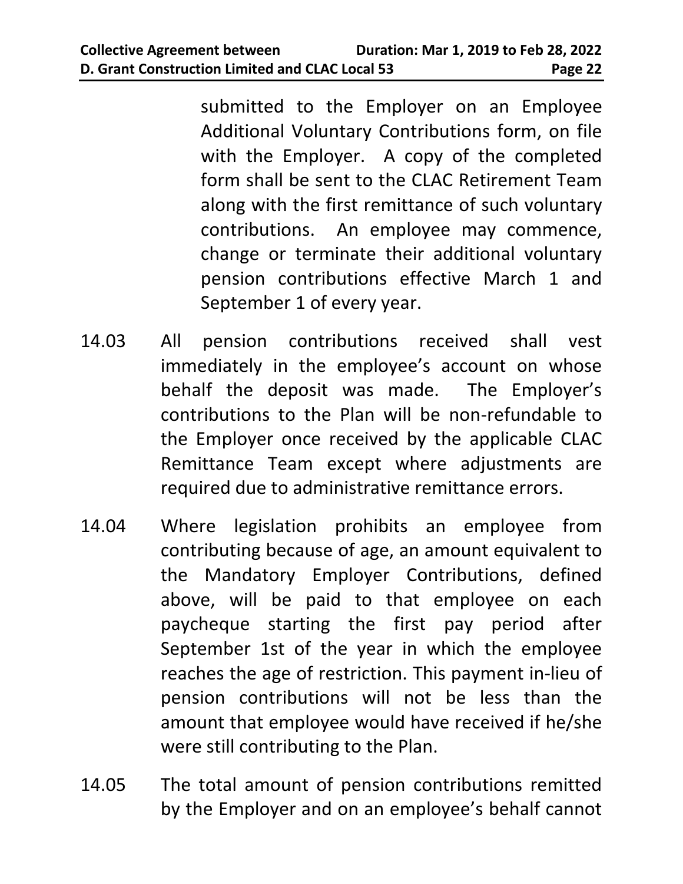submitted to the Employer on an Employee Additional Voluntary Contributions form, on file with the Employer. A copy of the completed form shall be sent to the CLAC Retirement Team along with the first remittance of such voluntary contributions. An employee may commence, change or terminate their additional voluntary pension contributions effective March 1 and September 1 of every year.

14.03 All pension contributions received shall vest immediately in the employee's account on whose behalf the deposit was made. The Employer's contributions to the Plan will be non-refundable to the Employer once received by the applicable CLAC Remittance Team except where adjustments are required due to administrative remittance errors.

14.04 Where legislation prohibits an employee from contributing because of age, an amount equivalent to the Mandatory Employer Contributions, defined above, will be paid to that employee on each paycheque starting the first pay period after September 1st of the year in which the employee reaches the age of restriction. This payment in-lieu of pension contributions will not be less than the amount that employee would have received if he/she were still contributing to the Plan.

14.05 The total amount of pension contributions remitted by the Employer and on an employee's behalf cannot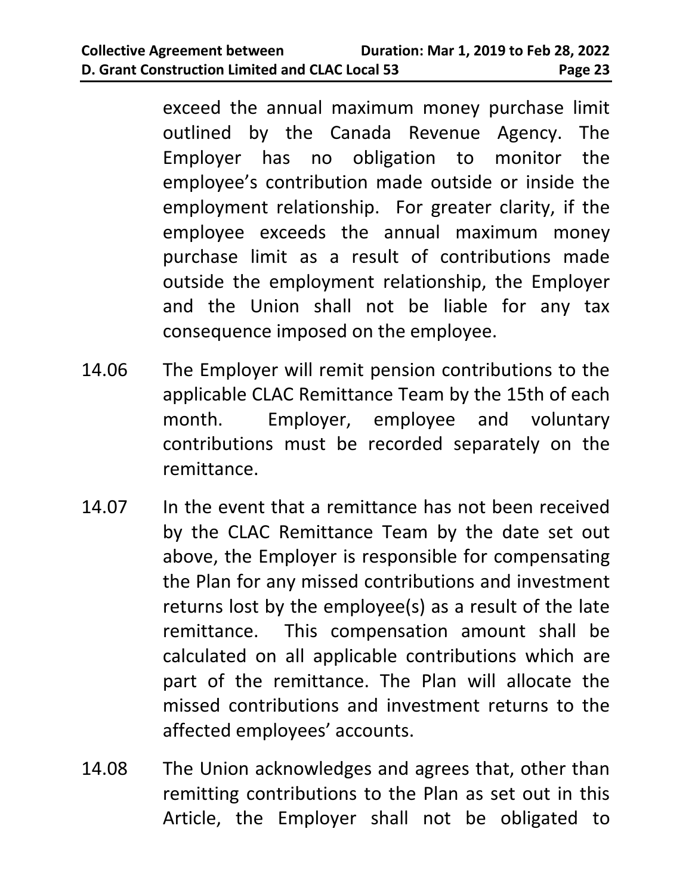exceed the annual maximum money purchase limit outlined by the Canada Revenue Agency. The Employer has no obligation to monitor the employee's contribution made outside or inside the employment relationship. For greater clarity, if the employee exceeds the annual maximum money purchase limit as a result of contributions made outside the employment relationship, the Employer and the Union shall not be liable for any tax consequence imposed on the employee.

14.06 The Employer will remit pension contributions to the applicable CLAC Remittance Team by the 15th of each month. Employer, employee and voluntary contributions must be recorded separately on the remittance.

14.07 In the event that a remittance has not been received by the CLAC Remittance Team by the date set out above, the Employer is responsible for compensating the Plan for any missed contributions and investment returns lost by the employee(s) as a result of the late remittance. This compensation amount shall be calculated on all applicable contributions which are part of the remittance. The Plan will allocate the missed contributions and investment returns to the affected employees' accounts.

14.08 The Union acknowledges and agrees that, other than remitting contributions to the Plan as set out in this Article, the Employer shall not be obligated to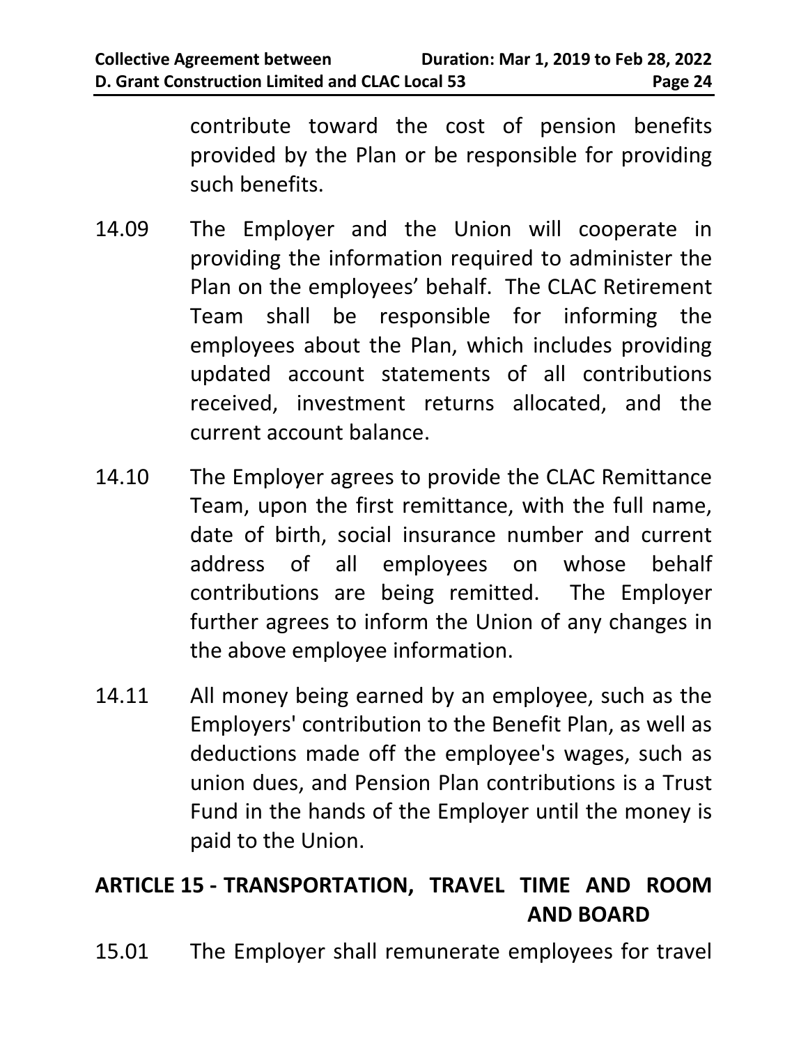contribute toward the cost of pension benefits provided by the Plan or be responsible for providing such benefits.

14.09 The Employer and the Union will cooperate in providing the information required to administer the Plan on the employees' behalf. The CLAC Retirement Team shall be responsible for informing the employees about the Plan, which includes providing updated account statements of all contributions received, investment returns allocated, and the current account balance.

14.10 The Employer agrees to provide the CLAC Remittance Team, upon the first remittance, with the full name, date of birth, social insurance number and current address of all employees on whose behalf contributions are being remitted. The Employer further agrees to inform the Union of any changes in the above employee information.

14.11 All money being earned by an employee, such as the Employers' contribution to the Benefit Plan, as well as deductions made off the employee's wages, such as union dues, and Pension Plan contributions is a Trust Fund in the hands of the Employer until the money is paid to the Union.

## ARTICLE 15 - TRANSPORTATION, TRAVEL TIME AND ROOM AND BOARD

15.01 The Employer shall remunerate employees for travel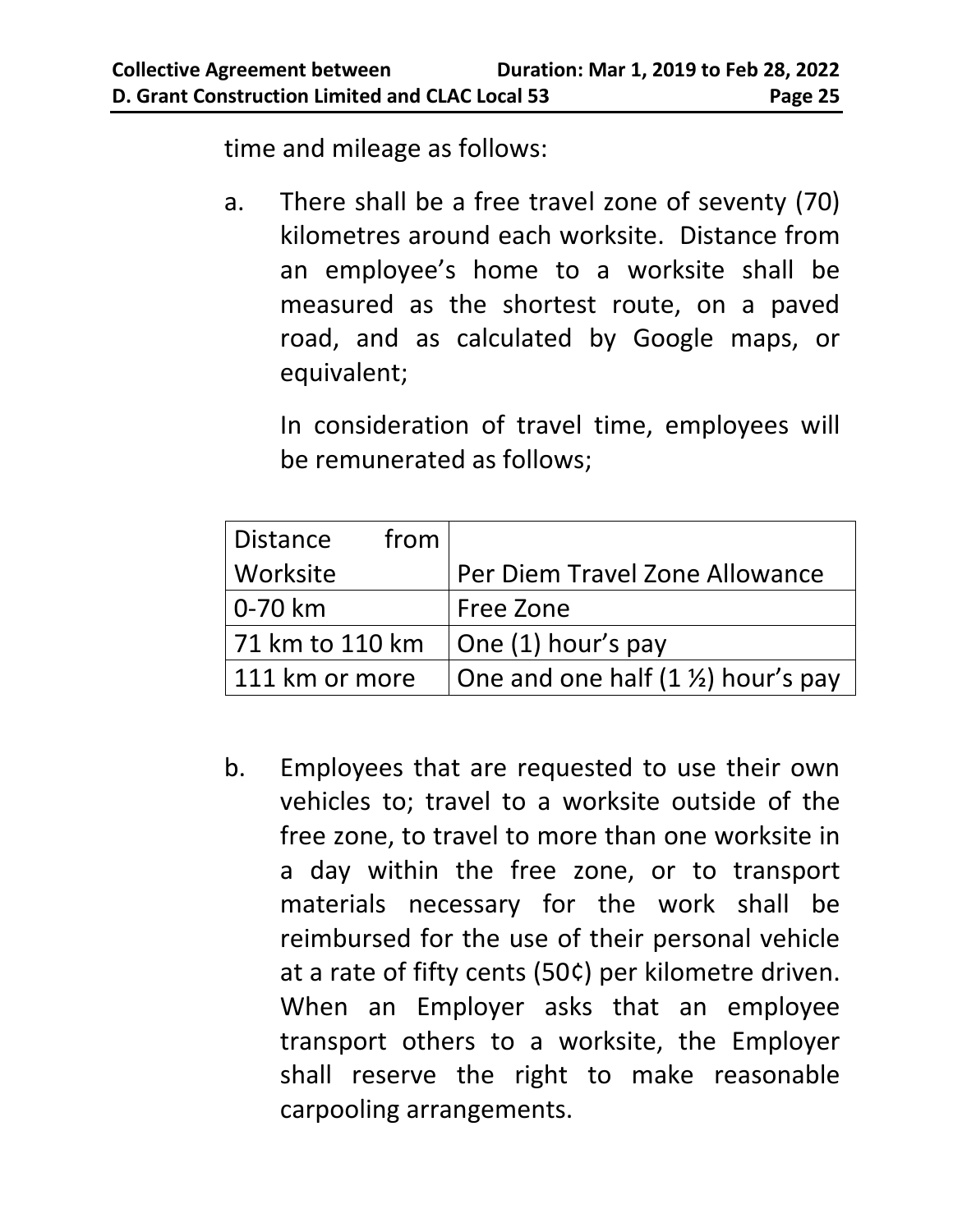time and mileage as follows:

a. There shall be a free travel zone of seventy (70) kilometres around each worksite. Distance from an employee's home to a worksite shall be measured as the shortest route, on a paved road, and as calculated by Google maps, or equivalent;

   In consideration of travel time, employees will be remunerated as follows;

| Distance from Worksite | Per Diem Travel Zone Allowance |
|---|---|
| 0-70 km | Free Zone |
| 71 km to 110 km | One (1) hour's pay |
| 111 km or more | One and one half (1 ½) hour's pay |

b. Employees that are requested to use their own vehicles to; travel to a worksite outside of the free zone, to travel to more than one worksite in a day within the free zone, or to transport materials necessary for the work shall be reimbursed for the use of their personal vehicle at a rate of fifty cents (50¢) per kilometre driven. When an Employer asks that an employee transport others to a worksite, the Employer shall reserve the right to make reasonable carpooling arrangements.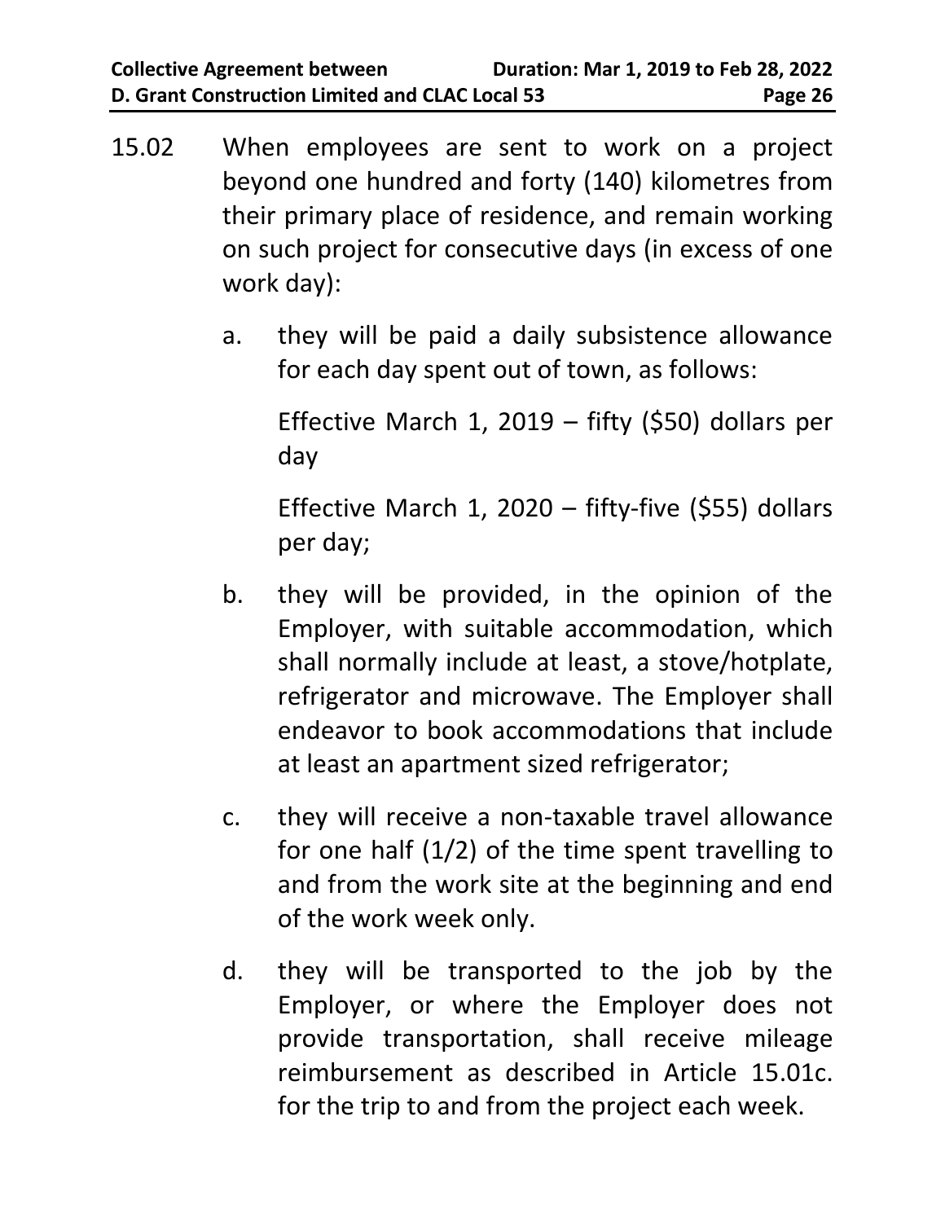15.02 When employees are sent to work on a project beyond one hundred and forty (140) kilometres from their primary place of residence, and remain working on such project for consecutive days (in excess of one work day):

a. they will be paid a daily subsistence allowance for each day spent out of town, as follows:

   Effective March 1, 2019 – fifty ($50) dollars per day

   Effective March 1, 2020 – fifty-five ($55) dollars per day;

b. they will be provided, in the opinion of the Employer, with suitable accommodation, which shall normally include at least, a stove/hotplate, refrigerator and microwave. The Employer shall endeavor to book accommodations that include at least an apartment sized refrigerator;

c. they will receive a non-taxable travel allowance for one half (1/2) of the time spent travelling to and from the work site at the beginning and end of the work week only.

d. they will be transported to the job by the Employer, or where the Employer does not provide transportation, shall receive mileage reimbursement as described in Article 15.01c. for the trip to and from the project each week.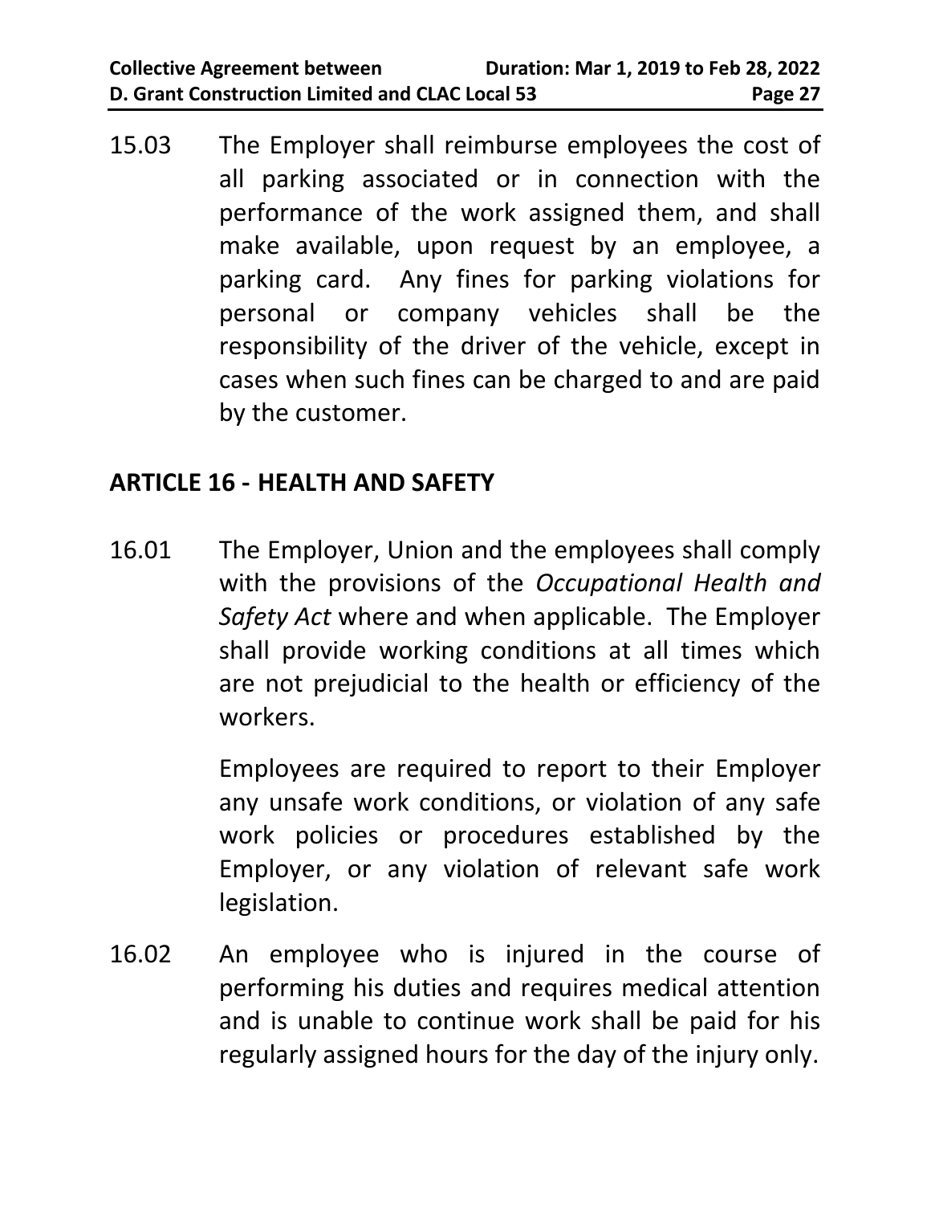15.03 The Employer shall reimburse employees the cost of all parking associated or in connection with the performance of the work assigned them, and shall make available, upon request by an employee, a parking card. Any fines for parking violations for personal or company vehicles shall be the responsibility of the driver of the vehicle, except in cases when such fines can be charged to and are paid by the customer.

## ARTICLE 16 - HEALTH AND SAFETY

16.01 The Employer, Union and the employees shall comply with the provisions of the *Occupational Health and Safety Act* where and when applicable. The Employer shall provide working conditions at all times which are not prejudicial to the health or efficiency of the workers.

Employees are required to report to their Employer any unsafe work conditions, or violation of any safe work policies or procedures established by the Employer, or any violation of relevant safe work legislation.

16.02 An employee who is injured in the course of performing his duties and requires medical attention and is unable to continue work shall be paid for his regularly assigned hours for the day of the injury only.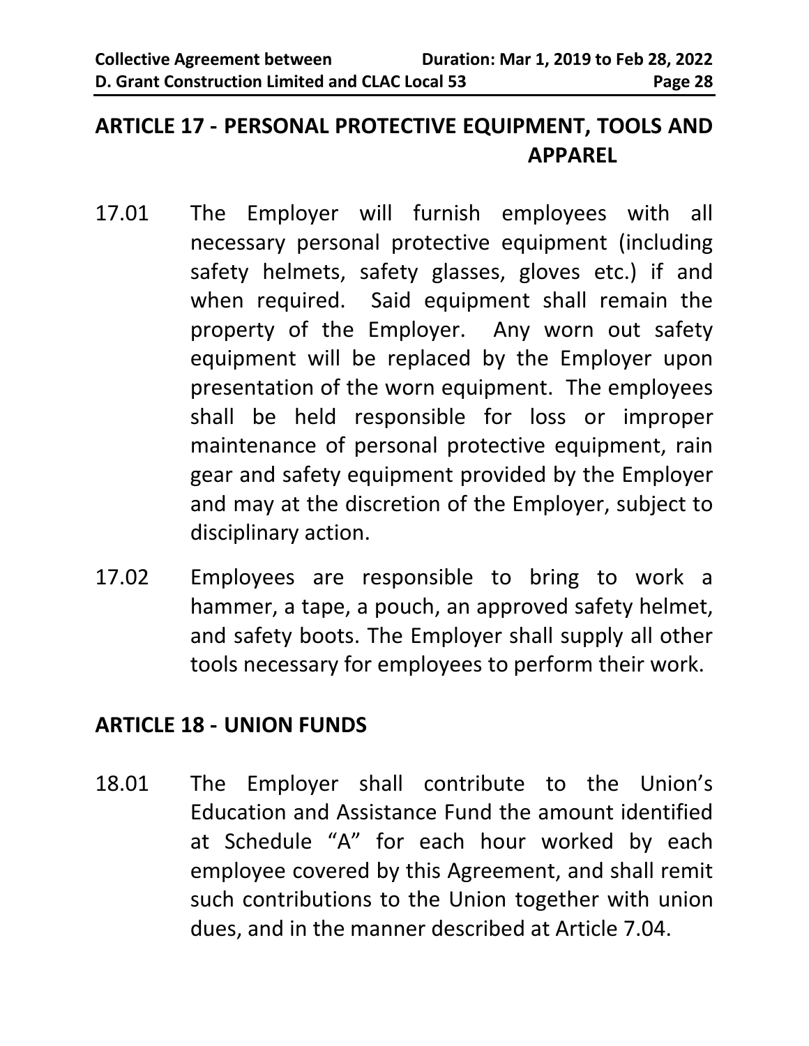## ARTICLE 17 - PERSONAL PROTECTIVE EQUIPMENT, TOOLS AND APPAREL

17.01 The Employer will furnish employees with all necessary personal protective equipment (including safety helmets, safety glasses, gloves etc.) if and when required. Said equipment shall remain the property of the Employer. Any worn out safety equipment will be replaced by the Employer upon presentation of the worn equipment. The employees shall be held responsible for loss or improper maintenance of personal protective equipment, rain gear and safety equipment provided by the Employer and may at the discretion of the Employer, subject to disciplinary action.

17.02 Employees are responsible to bring to work a hammer, a tape, a pouch, an approved safety helmet, and safety boots. The Employer shall supply all other tools necessary for employees to perform their work.

## ARTICLE 18 - UNION FUNDS

18.01 The Employer shall contribute to the Union's Education and Assistance Fund the amount identified at Schedule "A" for each hour worked by each employee covered by this Agreement, and shall remit such contributions to the Union together with union dues, and in the manner described at Article 7.04.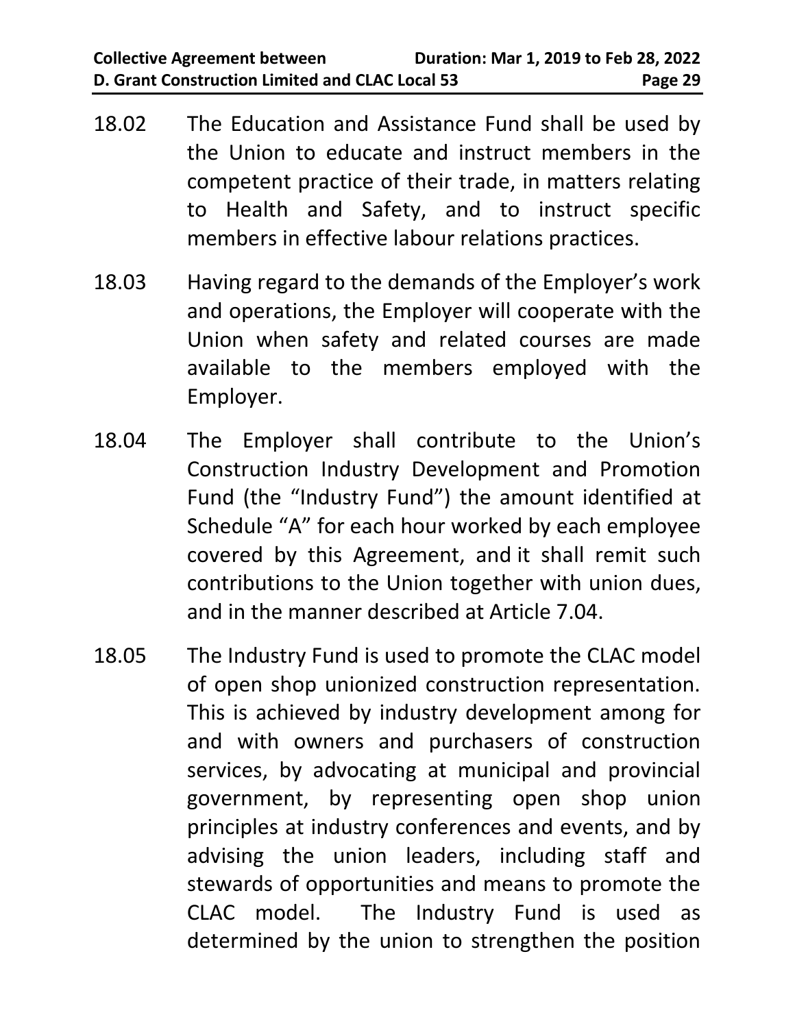18.02 The Education and Assistance Fund shall be used by the Union to educate and instruct members in the competent practice of their trade, in matters relating to Health and Safety, and to instruct specific members in effective labour relations practices.

18.03 Having regard to the demands of the Employer's work and operations, the Employer will cooperate with the Union when safety and related courses are made available to the members employed with the Employer.

18.04 The Employer shall contribute to the Union's Construction Industry Development and Promotion Fund (the "Industry Fund") the amount identified at Schedule "A" for each hour worked by each employee covered by this Agreement, and it shall remit such contributions to the Union together with union dues, and in the manner described at Article 7.04.

18.05 The Industry Fund is used to promote the CLAC model of open shop unionized construction representation. This is achieved by industry development among for and with owners and purchasers of construction services, by advocating at municipal and provincial government, by representing open shop union principles at industry conferences and events, and by advising the union leaders, including staff and stewards of opportunities and means to promote the CLAC model. The Industry Fund is used as determined by the union to strengthen the position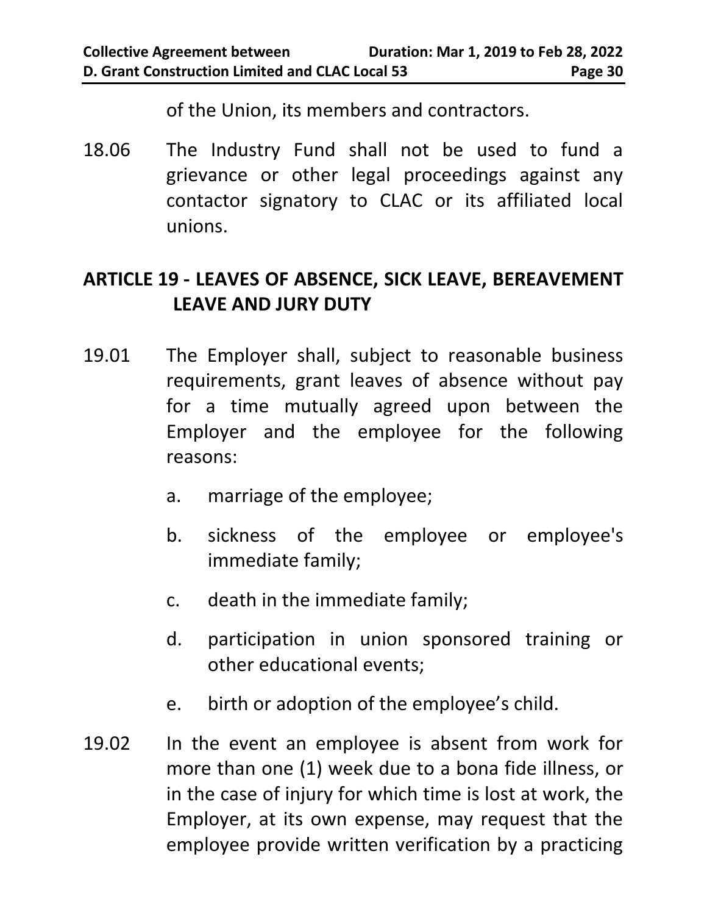of the Union, its members and contractors.

18.06 The Industry Fund shall not be used to fund a grievance or other legal proceedings against any contactor signatory to CLAC or its affiliated local unions.

## ARTICLE 19 - LEAVES OF ABSENCE, SICK LEAVE, BEREAVEMENT LEAVE AND JURY DUTY

19.01 The Employer shall, subject to reasonable business requirements, grant leaves of absence without pay for a time mutually agreed upon between the Employer and the employee for the following reasons:

a. marriage of the employee;

b. sickness of the employee or employee's immediate family;

c. death in the immediate family;

d. participation in union sponsored training or other educational events;

e. birth or adoption of the employee's child.

19.02 In the event an employee is absent from work for more than one (1) week due to a bona fide illness, or in the case of injury for which time is lost at work, the Employer, at its own expense, may request that the employee provide written verification by a practicing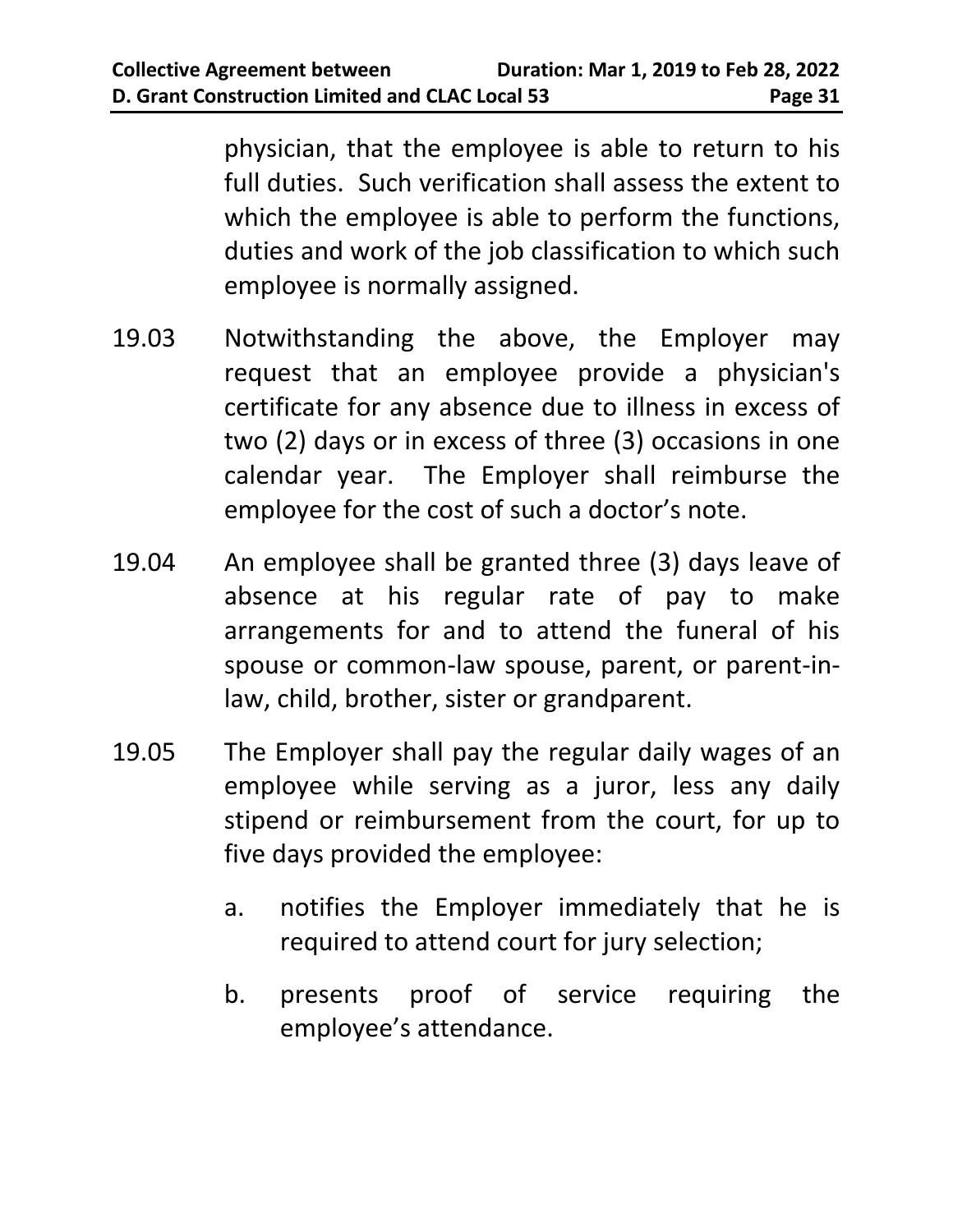physician, that the employee is able to return to his full duties. Such verification shall assess the extent to which the employee is able to perform the functions, duties and work of the job classification to which such employee is normally assigned.

19.03 Notwithstanding the above, the Employer may request that an employee provide a physician's certificate for any absence due to illness in excess of two (2) days or in excess of three (3) occasions in one calendar year. The Employer shall reimburse the employee for the cost of such a doctor's note.

19.04 An employee shall be granted three (3) days leave of absence at his regular rate of pay to make arrangements for and to attend the funeral of his spouse or common-law spouse, parent, or parent-in-law, child, brother, sister or grandparent.

19.05 The Employer shall pay the regular daily wages of an employee while serving as a juror, less any daily stipend or reimbursement from the court, for up to five days provided the employee:

a. notifies the Employer immediately that he is required to attend court for jury selection;

b. presents proof of service requiring the employee's attendance.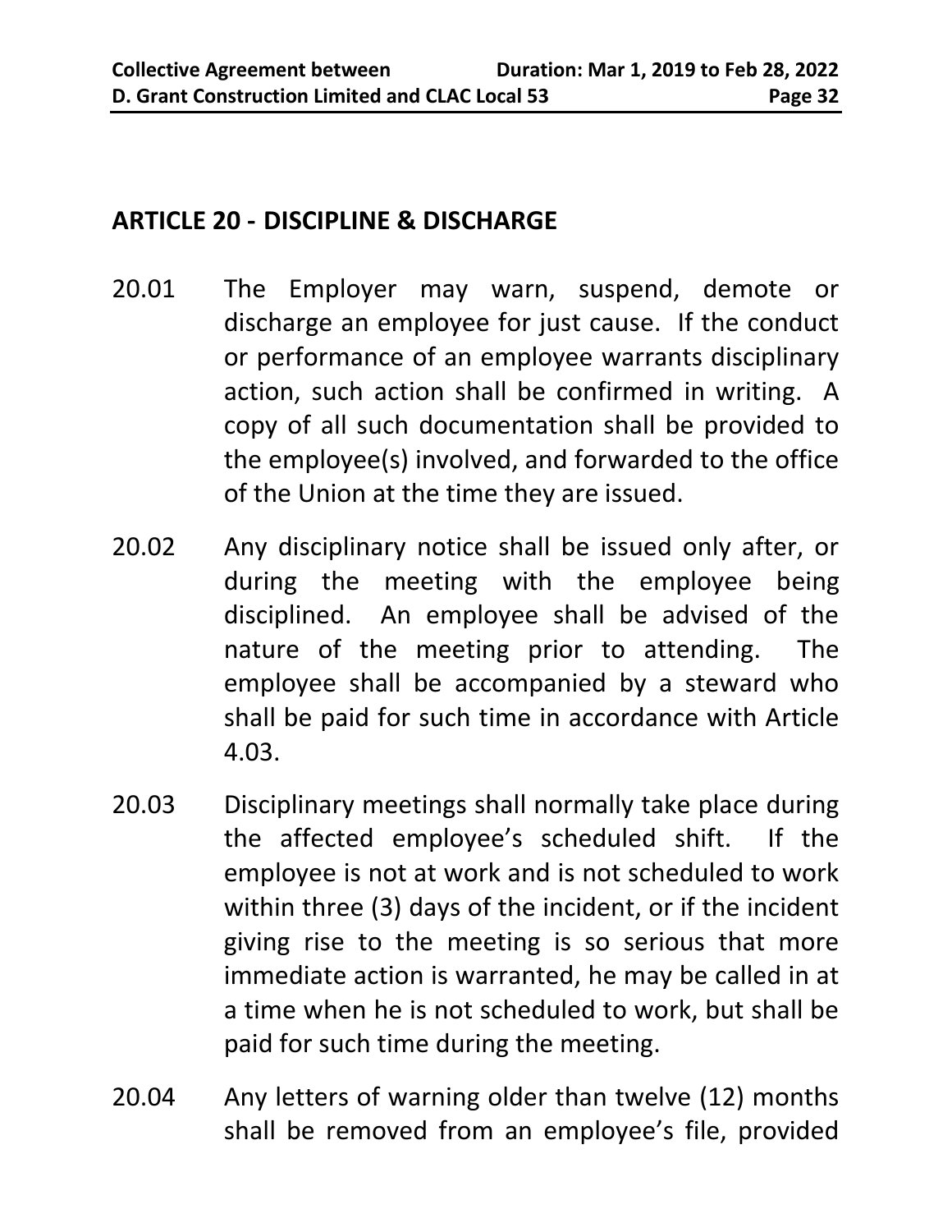## ARTICLE 20 - DISCIPLINE & DISCHARGE

20.01 The Employer may warn, suspend, demote or discharge an employee for just cause. If the conduct or performance of an employee warrants disciplinary action, such action shall be confirmed in writing. A copy of all such documentation shall be provided to the employee(s) involved, and forwarded to the office of the Union at the time they are issued.

20.02 Any disciplinary notice shall be issued only after, or during the meeting with the employee being disciplined. An employee shall be advised of the nature of the meeting prior to attending. The employee shall be accompanied by a steward who shall be paid for such time in accordance with Article 4.03.

20.03 Disciplinary meetings shall normally take place during the affected employee's scheduled shift. If the employee is not at work and is not scheduled to work within three (3) days of the incident, or if the incident giving rise to the meeting is so serious that more immediate action is warranted, he may be called in at a time when he is not scheduled to work, but shall be paid for such time during the meeting.

20.04 Any letters of warning older than twelve (12) months shall be removed from an employee's file, provided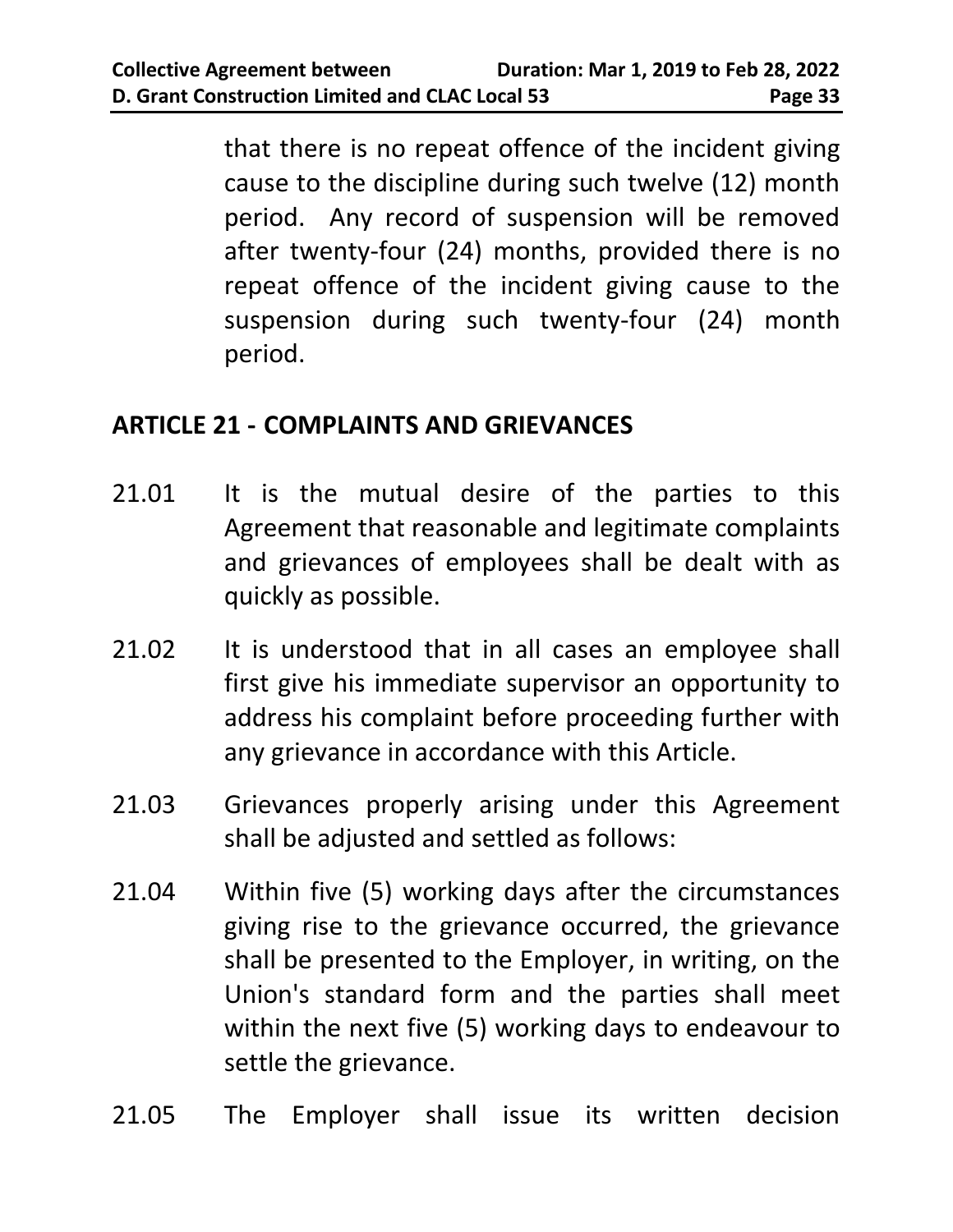that there is no repeat offence of the incident giving cause to the discipline during such twelve (12) month period. Any record of suspension will be removed after twenty-four (24) months, provided there is no repeat offence of the incident giving cause to the suspension during such twenty-four (24) month period.

## ARTICLE 21 - COMPLAINTS AND GRIEVANCES

21.01 It is the mutual desire of the parties to this Agreement that reasonable and legitimate complaints and grievances of employees shall be dealt with as quickly as possible.

21.02 It is understood that in all cases an employee shall first give his immediate supervisor an opportunity to address his complaint before proceeding further with any grievance in accordance with this Article.

21.03 Grievances properly arising under this Agreement shall be adjusted and settled as follows:

21.04 Within five (5) working days after the circumstances giving rise to the grievance occurred, the grievance shall be presented to the Employer, in writing, on the Union's standard form and the parties shall meet within the next five (5) working days to endeavour to settle the grievance.

21.05 The Employer shall issue its written decision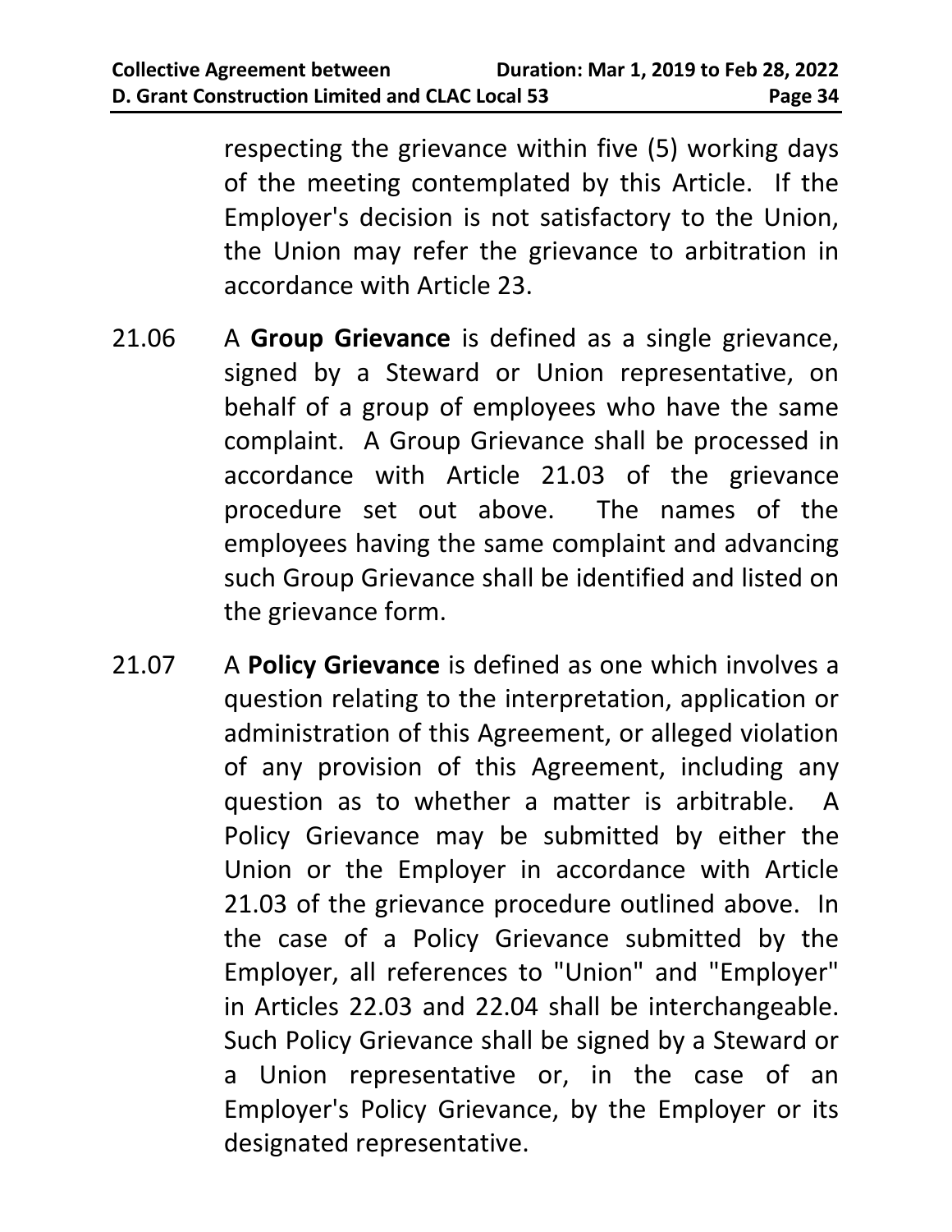respecting the grievance within five (5) working days of the meeting contemplated by this Article. If the Employer's decision is not satisfactory to the Union, the Union may refer the grievance to arbitration in accordance with Article 23.

21.06 A **Group Grievance** is defined as a single grievance, signed by a Steward or Union representative, on behalf of a group of employees who have the same complaint. A Group Grievance shall be processed in accordance with Article 21.03 of the grievance procedure set out above. The names of the employees having the same complaint and advancing such Group Grievance shall be identified and listed on the grievance form.

21.07 A **Policy Grievance** is defined as one which involves a question relating to the interpretation, application or administration of this Agreement, or alleged violation of any provision of this Agreement, including any question as to whether a matter is arbitrable. A Policy Grievance may be submitted by either the Union or the Employer in accordance with Article 21.03 of the grievance procedure outlined above. In the case of a Policy Grievance submitted by the Employer, all references to "Union" and "Employer" in Articles 22.03 and 22.04 shall be interchangeable. Such Policy Grievance shall be signed by a Steward or a Union representative or, in the case of an Employer's Policy Grievance, by the Employer or its designated representative.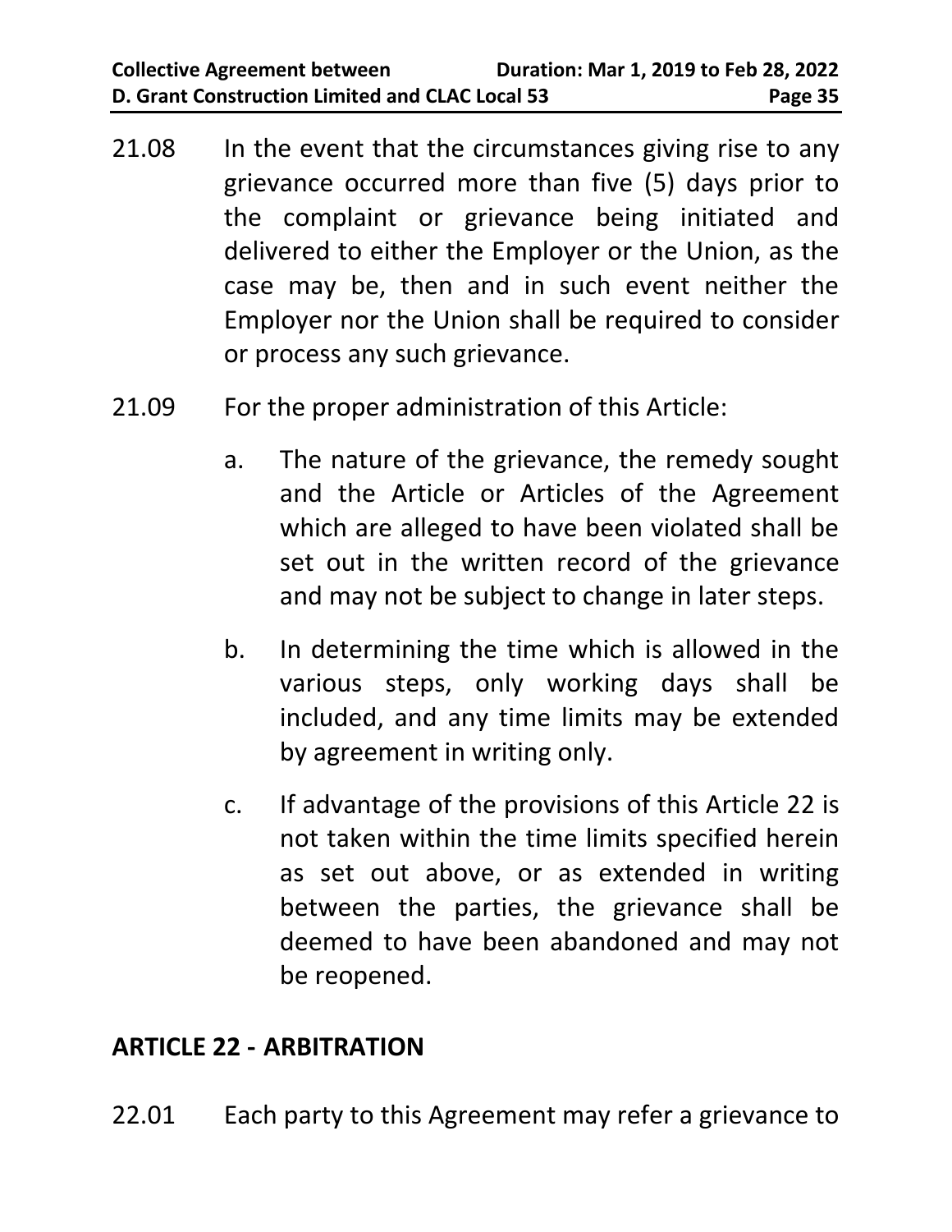21.08 In the event that the circumstances giving rise to any grievance occurred more than five (5) days prior to the complaint or grievance being initiated and delivered to either the Employer or the Union, as the case may be, then and in such event neither the Employer nor the Union shall be required to consider or process any such grievance.

21.09 For the proper administration of this Article:

a. The nature of the grievance, the remedy sought and the Article or Articles of the Agreement which are alleged to have been violated shall be set out in the written record of the grievance and may not be subject to change in later steps.

b. In determining the time which is allowed in the various steps, only working days shall be included, and any time limits may be extended by agreement in writing only.

c. If advantage of the provisions of this Article 22 is not taken within the time limits specified herein as set out above, or as extended in writing between the parties, the grievance shall be deemed to have been abandoned and may not be reopened.

## ARTICLE 22 - ARBITRATION

22.01 Each party to this Agreement may refer a grievance to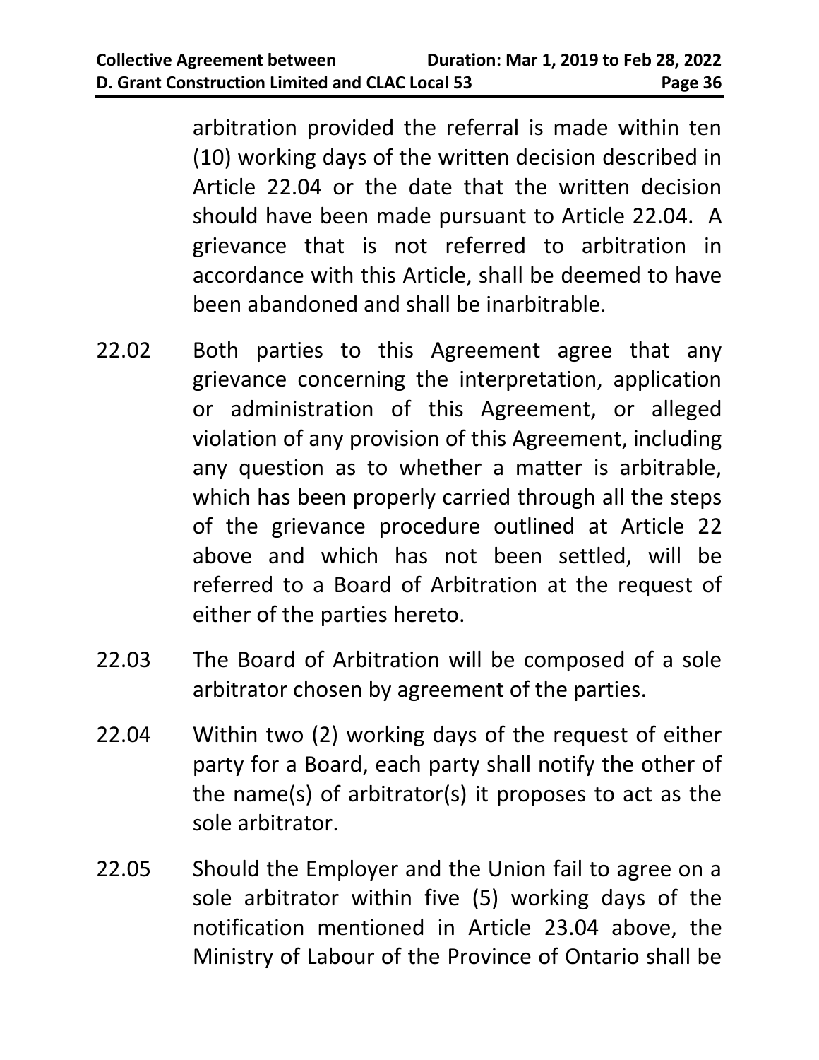arbitration provided the referral is made within ten (10) working days of the written decision described in Article 22.04 or the date that the written decision should have been made pursuant to Article 22.04. A grievance that is not referred to arbitration in accordance with this Article, shall be deemed to have been abandoned and shall be inarbitrable.

22.02 Both parties to this Agreement agree that any grievance concerning the interpretation, application or administration of this Agreement, or alleged violation of any provision of this Agreement, including any question as to whether a matter is arbitrable, which has been properly carried through all the steps of the grievance procedure outlined at Article 22 above and which has not been settled, will be referred to a Board of Arbitration at the request of either of the parties hereto.

22.03 The Board of Arbitration will be composed of a sole arbitrator chosen by agreement of the parties.

22.04 Within two (2) working days of the request of either party for a Board, each party shall notify the other of the name(s) of arbitrator(s) it proposes to act as the sole arbitrator.

22.05 Should the Employer and the Union fail to agree on a sole arbitrator within five (5) working days of the notification mentioned in Article 23.04 above, the Ministry of Labour of the Province of Ontario shall be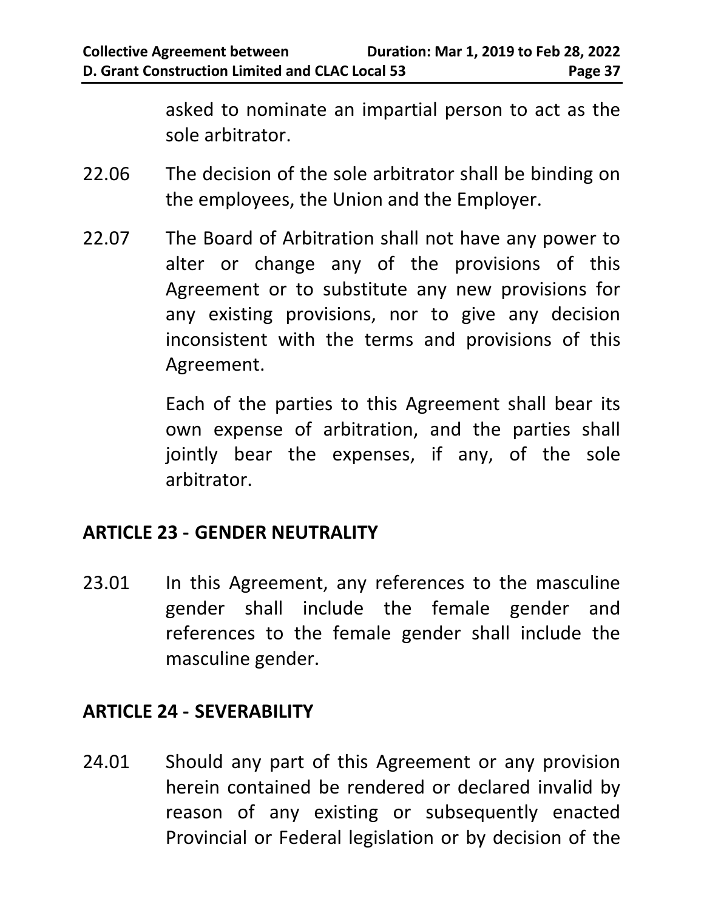asked to nominate an impartial person to act as the sole arbitrator.

22.06 The decision of the sole arbitrator shall be binding on the employees, the Union and the Employer.

22.07 The Board of Arbitration shall not have any power to alter or change any of the provisions of this Agreement or to substitute any new provisions for any existing provisions, nor to give any decision inconsistent with the terms and provisions of this Agreement.

Each of the parties to this Agreement shall bear its own expense of arbitration, and the parties shall jointly bear the expenses, if any, of the sole arbitrator.

## ARTICLE 23 - GENDER NEUTRALITY

23.01 In this Agreement, any references to the masculine gender shall include the female gender and references to the female gender shall include the masculine gender.

## ARTICLE 24 - SEVERABILITY

24.01 Should any part of this Agreement or any provision herein contained be rendered or declared invalid by reason of any existing or subsequently enacted Provincial or Federal legislation or by decision of the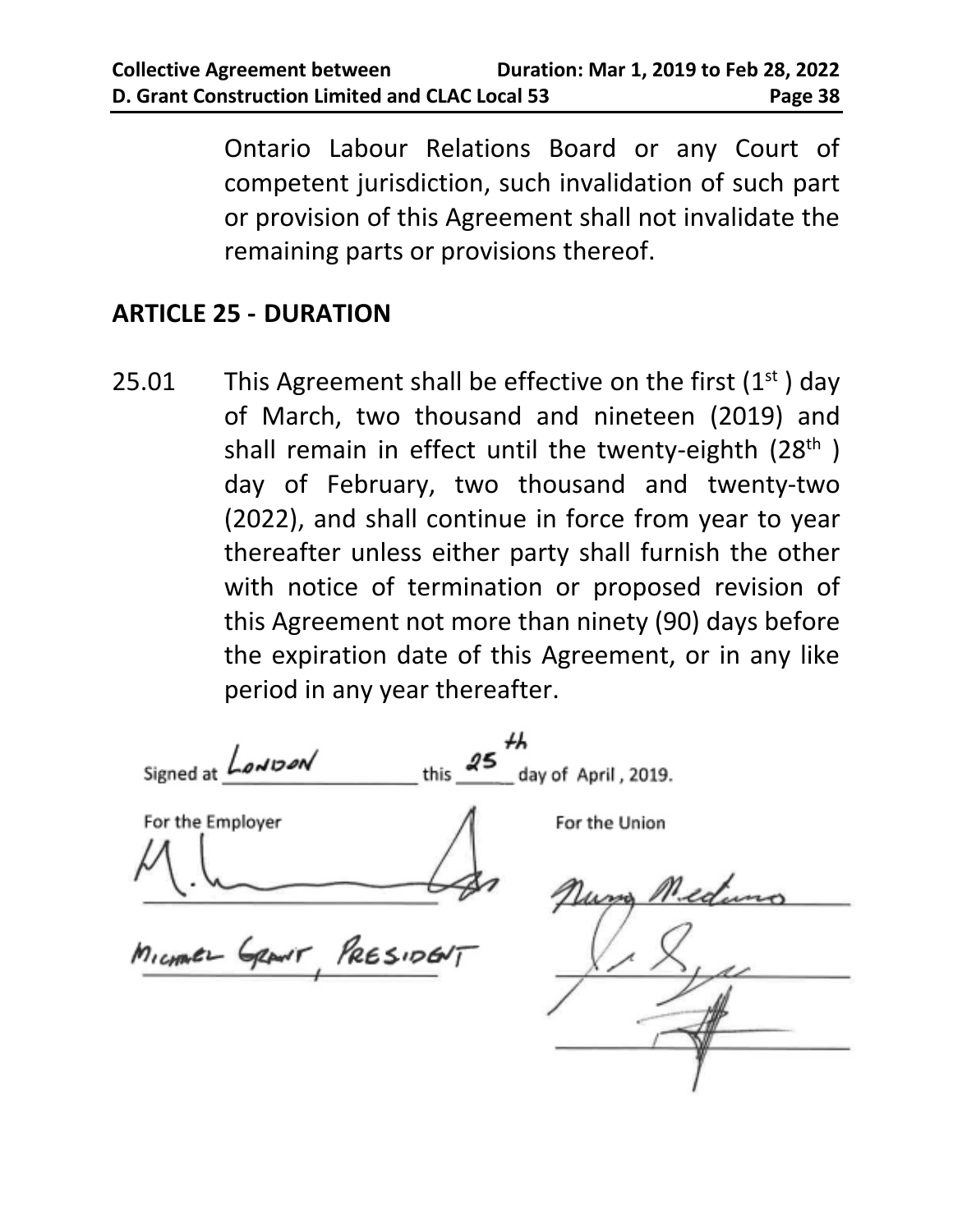Ontario Labour Relations Board or any Court of competent jurisdiction, such invalidation of such part or provision of this Agreement shall not invalidate the remaining parts or provisions thereof.

## ARTICLE 25 - DURATION

25.01 This Agreement shall be effective on the first (1st) day of March, two thousand and nineteen (2019) and shall remain in effect until the twenty-eighth (28th) day of February, two thousand and twenty-two (2022), and shall continue in force from year to year thereafter unless either party shall furnish the other with notice of termination or proposed revision of this Agreement not more than ninety (90) days before the expiration date of this Agreement, or in any like period in any year thereafter.

Signed at London this 25th day of April, 2019.

For the Employer

Michael Grant, President

For the Union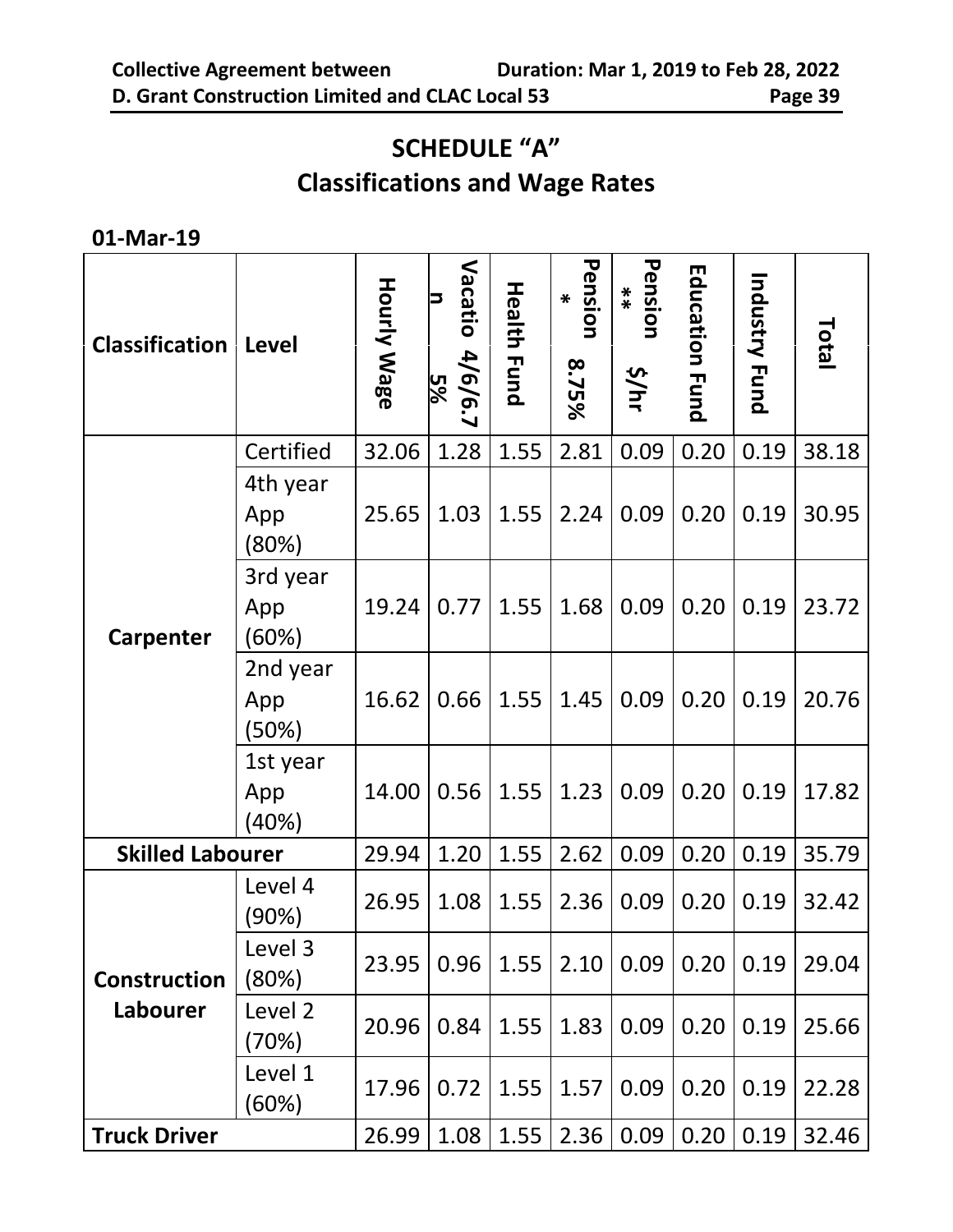# SCHEDULE "A"
## Classifications and Wage Rates

**01-Mar-19**

| Classification | Level | Hourly Wage | Vacation 4/6/6.75% | Health Fund | Pension * 8.75% | Pension ** $/hr | Education Fund | Industry Fund | Total |
|---|---|---|---|---|---|---|---|---|---|
| **Carpenter** | Certified | 32.06 | 1.28 | 1.55 | 2.81 | 0.09 | 0.20 | 0.19 | 38.18 |
| | 4th year App (80%) | 25.65 | 1.03 | 1.55 | 2.24 | 0.09 | 0.20 | 0.19 | 30.95 |
| | 3rd year App (60%) | 19.24 | 0.77 | 1.55 | 1.68 | 0.09 | 0.20 | 0.19 | 23.72 |
| | 2nd year App (50%) | 16.62 | 0.66 | 1.55 | 1.45 | 0.09 | 0.20 | 0.19 | 20.76 |
| | 1st year App (40%) | 14.00 | 0.56 | 1.55 | 1.23 | 0.09 | 0.20 | 0.19 | 17.82 |
| **Skilled Labourer** | | 29.94 | 1.20 | 1.55 | 2.62 | 0.09 | 0.20 | 0.19 | 35.79 |
| **Construction Labourer** | Level 4 (90%) | 26.95 | 1.08 | 1.55 | 2.36 | 0.09 | 0.20 | 0.19 | 32.42 |
| | Level 3 (80%) | 23.95 | 0.96 | 1.55 | 2.10 | 0.09 | 0.20 | 0.19 | 29.04 |
| | Level 2 (70%) | 20.96 | 0.84 | 1.55 | 1.83 | 0.09 | 0.20 | 0.19 | 25.66 |
| | Level 1 (60%) | 17.96 | 0.72 | 1.55 | 1.57 | 0.09 | 0.20 | 0.19 | 22.28 |
| **Truck Driver** | | 26.99 | 1.08 | 1.55 | 2.36 | 0.09 | 0.20 | 0.19 | 32.46 |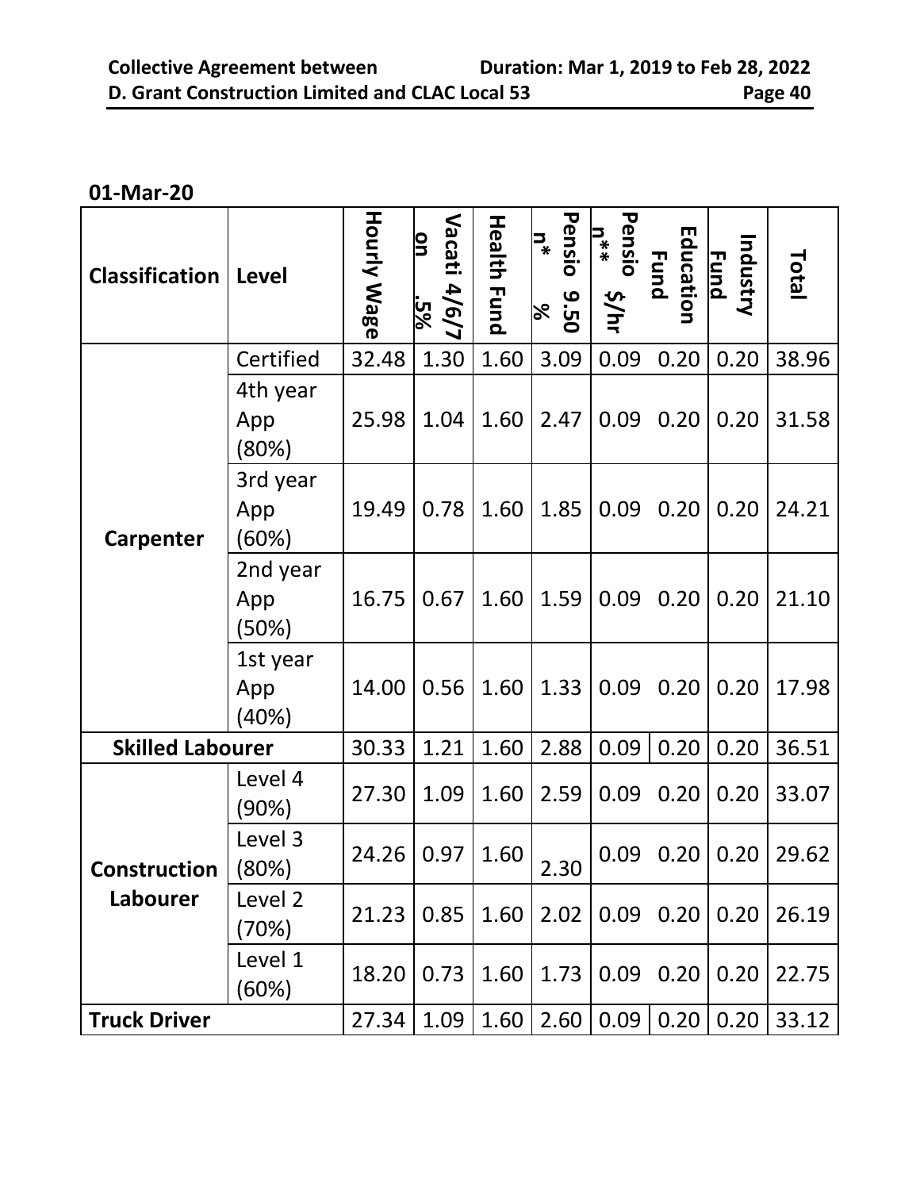**01-Mar-20**

| Classification | Level | Hourly Wage | Vacation 4/6/7.5% | Health Fund | Pension* 9.50 % | Pension** $/hr | Education Fund | Industry Fund | Total |
|---|---|---|---|---|---|---|---|---|---|
| Carpenter | Certified | 32.48 | 1.30 | 1.60 | 3.09 | 0.09 | 0.20 | 0.20 | 38.96 |
| | 4th year App (80%) | 25.98 | 1.04 | 1.60 | 2.47 | 0.09 | 0.20 | 0.20 | 31.58 |
| | 3rd year App (60%) | 19.49 | 0.78 | 1.60 | 1.85 | 0.09 | 0.20 | 0.20 | 24.21 |
| | 2nd year App (50%) | 16.75 | 0.67 | 1.60 | 1.59 | 0.09 | 0.20 | 0.20 | 21.10 |
| | 1st year App (40%) | 14.00 | 0.56 | 1.60 | 1.33 | 0.09 | 0.20 | 0.20 | 17.98 |
| **Skilled Labourer** | | 30.33 | 1.21 | 1.60 | 2.88 | 0.09 | 0.20 | 0.20 | 36.51 |
| Construction Labourer | Level 4 (90%) | 27.30 | 1.09 | 1.60 | 2.59 | 0.09 | 0.20 | 0.20 | 33.07 |
| | Level 3 (80%) | 24.26 | 0.97 | 1.60 | 2.30 | 0.09 | 0.20 | 0.20 | 29.62 |
| | Level 2 (70%) | 21.23 | 0.85 | 1.60 | 2.02 | 0.09 | 0.20 | 0.20 | 26.19 |
| | Level 1 (60%) | 18.20 | 0.73 | 1.60 | 1.73 | 0.09 | 0.20 | 0.20 | 22.75 |
| **Truck Driver** | | 27.34 | 1.09 | 1.60 | 2.60 | 0.09 | 0.20 | 0.20 | 33.12 |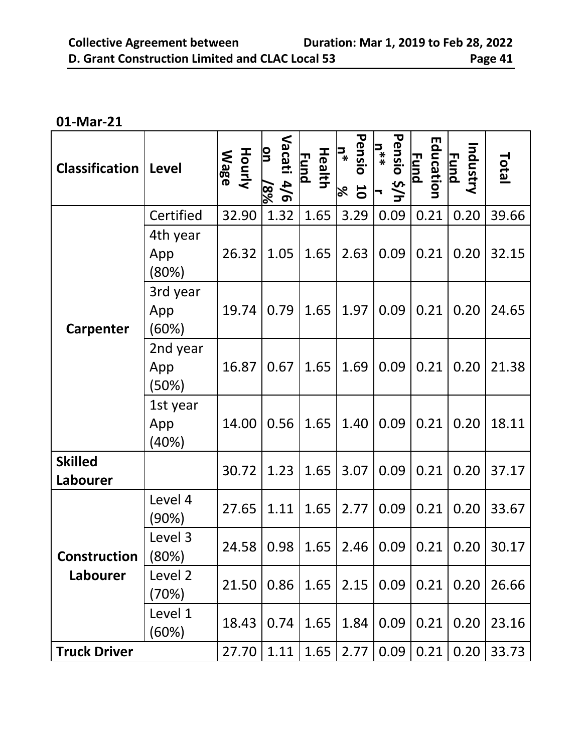**01-Mar-21**

| Classification | Level | Hourly Wage | Vacation 4/6/8% | Health Fund | Pension* 10 % | Pension** $/hr | Education Fund | Industry Fund | Total |
|---|---|---|---|---|---|---|---|---|---|
| **Carpenter** | Certified | 32.90 | 1.32 | 1.65 | 3.29 | 0.09 | 0.21 | 0.20 | 39.66 |
| | 4th year App (80%) | 26.32 | 1.05 | 1.65 | 2.63 | 0.09 | 0.21 | 0.20 | 32.15 |
| | 3rd year App (60%) | 19.74 | 0.79 | 1.65 | 1.97 | 0.09 | 0.21 | 0.20 | 24.65 |
| | 2nd year App (50%) | 16.87 | 0.67 | 1.65 | 1.69 | 0.09 | 0.21 | 0.20 | 21.38 |
| | 1st year App (40%) | 14.00 | 0.56 | 1.65 | 1.40 | 0.09 | 0.21 | 0.20 | 18.11 |
| **Skilled Labourer** | | 30.72 | 1.23 | 1.65 | 3.07 | 0.09 | 0.21 | 0.20 | 37.17 |
| **Construction Labourer** | Level 4 (90%) | 27.65 | 1.11 | 1.65 | 2.77 | 0.09 | 0.21 | 0.20 | 33.67 |
| | Level 3 (80%) | 24.58 | 0.98 | 1.65 | 2.46 | 0.09 | 0.21 | 0.20 | 30.17 |
| | Level 2 (70%) | 21.50 | 0.86 | 1.65 | 2.15 | 0.09 | 0.21 | 0.20 | 26.66 |
| | Level 1 (60%) | 18.43 | 0.74 | 1.65 | 1.84 | 0.09 | 0.21 | 0.20 | 23.16 |
| **Truck Driver** | | 27.70 | 1.11 | 1.65 | 2.77 | 0.09 | 0.21 | 0.20 | 33.73 |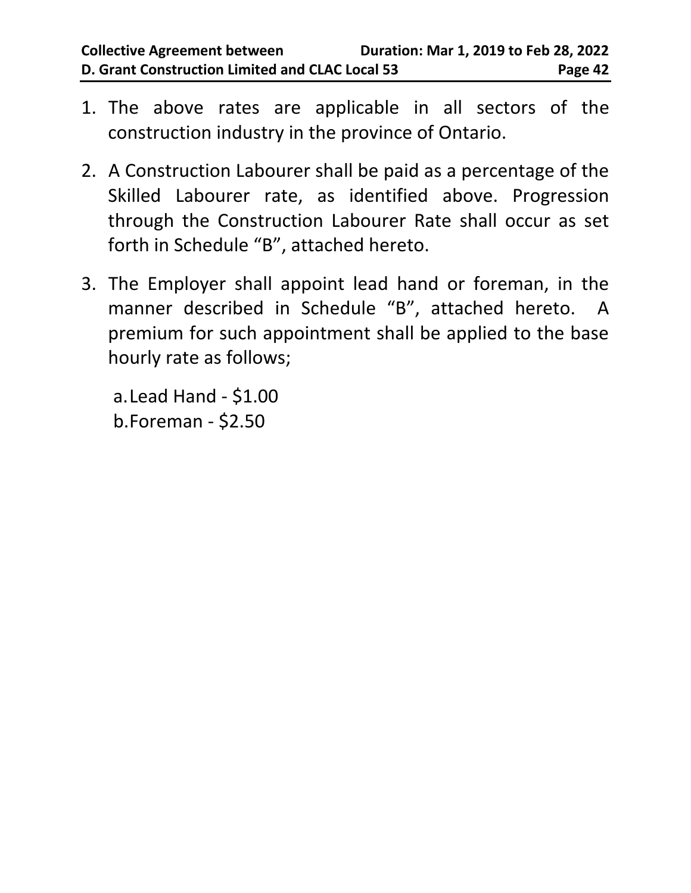1. The above rates are applicable in all sectors of the construction industry in the province of Ontario.

2. A Construction Labourer shall be paid as a percentage of the Skilled Labourer rate, as identified above. Progression through the Construction Labourer Rate shall occur as set forth in Schedule "B", attached hereto.

3. The Employer shall appoint lead hand or foreman, in the manner described in Schedule "B", attached hereto. A premium for such appointment shall be applied to the base hourly rate as follows;

   a. Lead Hand - $1.00
   b. Foreman - $2.50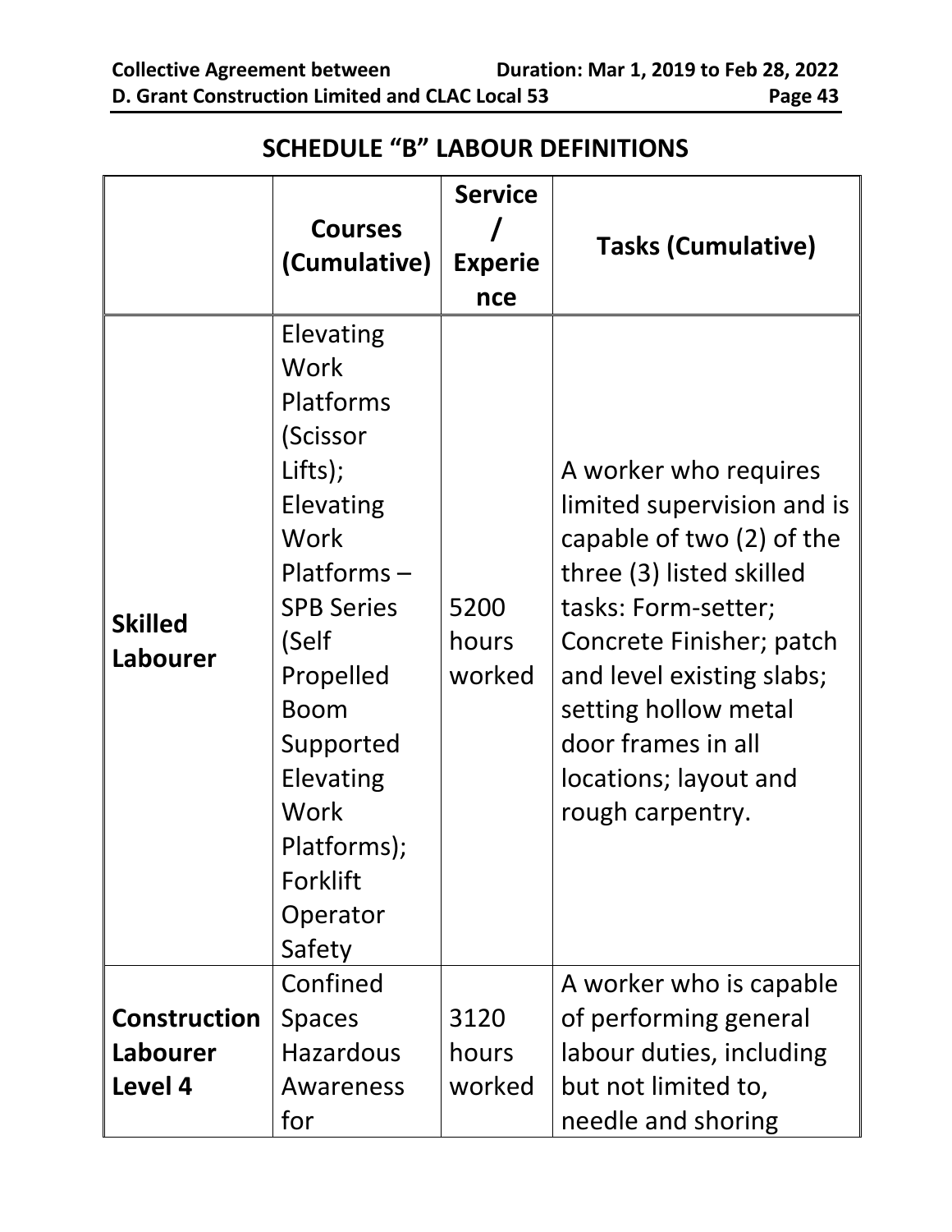## SCHEDULE "B" LABOUR DEFINITIONS

| | Courses (Cumulative) | Service / Experience | Tasks (Cumulative) |
|---|---|---|---|
| **Skilled Labourer** | Elevating Work Platforms (Scissor Lifts); Elevating Work Platforms – SPB Series (Self Propelled Boom Supported Elevating Work Platforms); Forklift Operator Safety | 5200 hours worked | A worker who requires limited supervision and is capable of two (2) of the three (3) listed skilled tasks: Form-setter; Concrete Finisher; patch and level existing slabs; setting hollow metal door frames in all locations; layout and rough carpentry. |
| **Construction Labourer Level 4** | Confined Spaces Hazardous Awareness for | 3120 hours worked | A worker who is capable of performing general labour duties, including but not limited to, needle and shoring |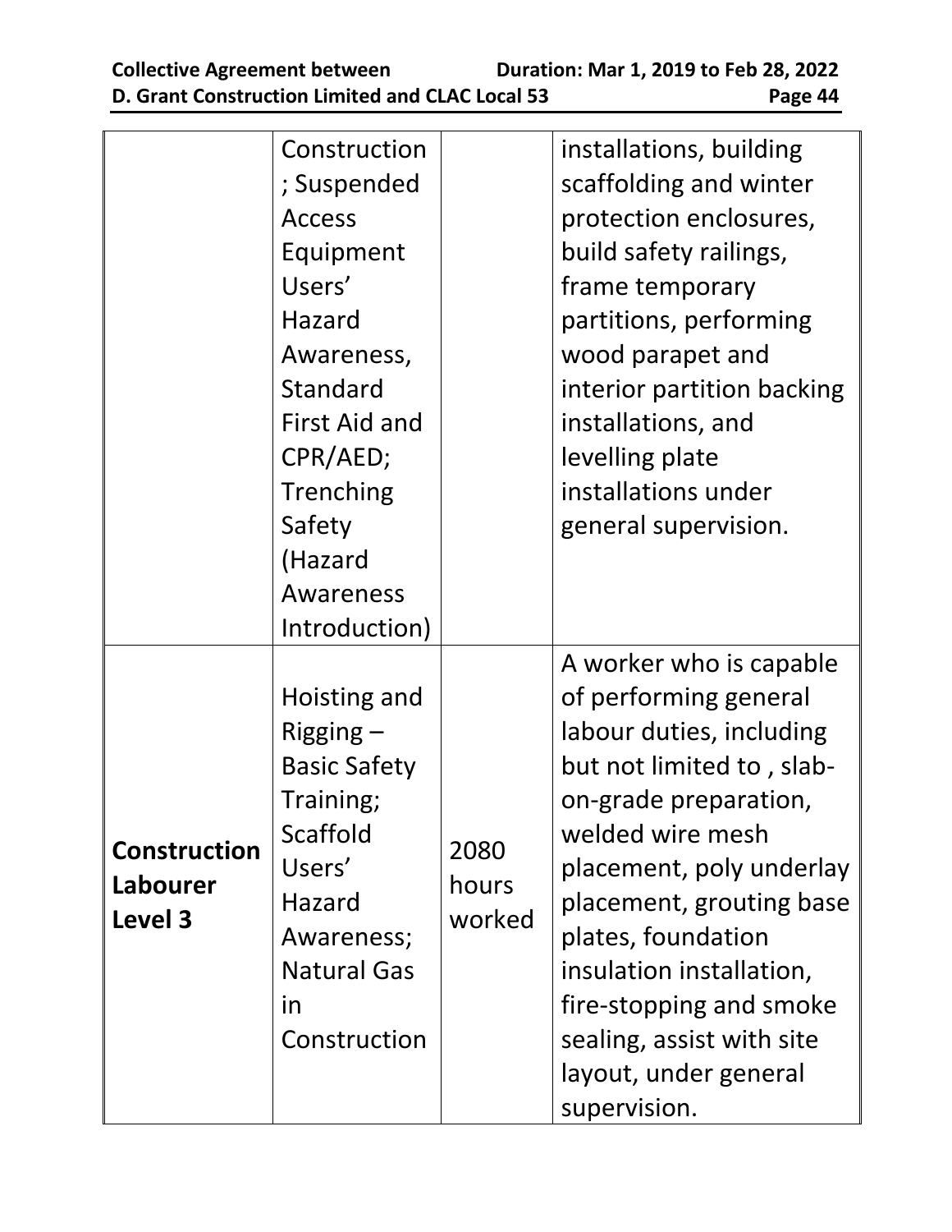| | | | |
|---|---|---|---|
| | Construction; Suspended Access Equipment Users' Hazard Awareness, Standard First Aid and CPR/AED; Trenching Safety (Hazard Awareness Introduction) | | installations, building scaffolding and winter protection enclosures, build safety railings, frame temporary partitions, performing wood parapet and interior partition backing installations, and levelling plate installations under general supervision. |
| **Construction Labourer Level 3** | Hoisting and Rigging – Basic Safety Training; Scaffold Users' Hazard Awareness; Natural Gas in Construction | 2080 hours worked | A worker who is capable of performing general labour duties, including but not limited to , slab-on-grade preparation, welded wire mesh placement, poly underlay placement, grouting base plates, foundation insulation installation, fire-stopping and smoke sealing, assist with site layout, under general supervision. |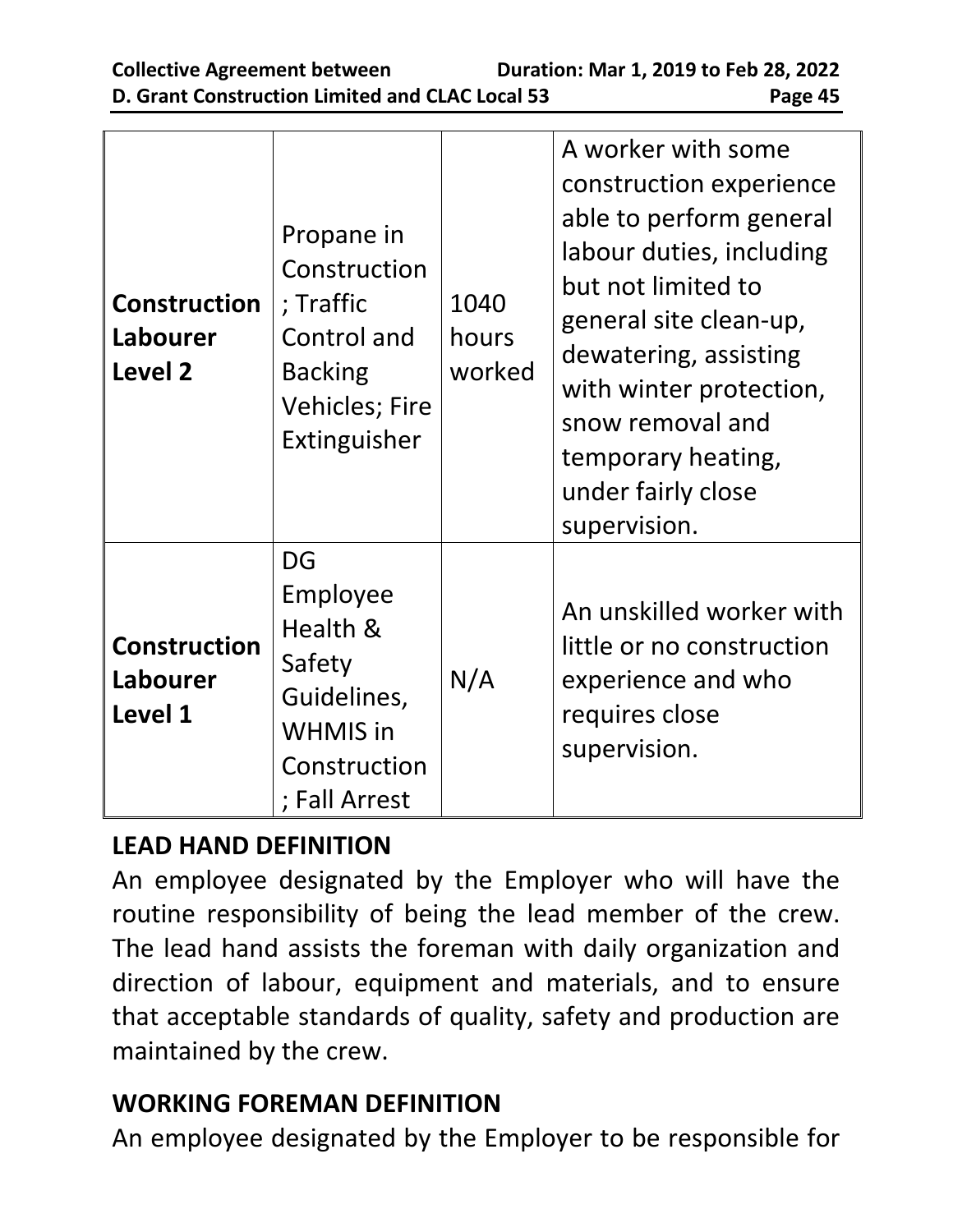| **Construction Labourer Level 2** | Propane in Construction; Traffic Control and Backing Vehicles; Fire Extinguisher | 1040 hours worked | A worker with some construction experience able to perform general labour duties, including but not limited to general site clean-up, dewatering, assisting with winter protection, snow removal and temporary heating, under fairly close supervision. |
|---|---|---|---|
| **Construction Labourer Level 1** | DG Employee Health & Safety Guidelines, WHMIS in Construction; Fall Arrest | N/A | An unskilled worker with little or no construction experience and who requires close supervision. |

**LEAD HAND DEFINITION**

An employee designated by the Employer who will have the routine responsibility of being the lead member of the crew. The lead hand assists the foreman with daily organization and direction of labour, equipment and materials, and to ensure that acceptable standards of quality, safety and production are maintained by the crew.

**WORKING FOREMAN DEFINITION**

An employee designated by the Employer to be responsible for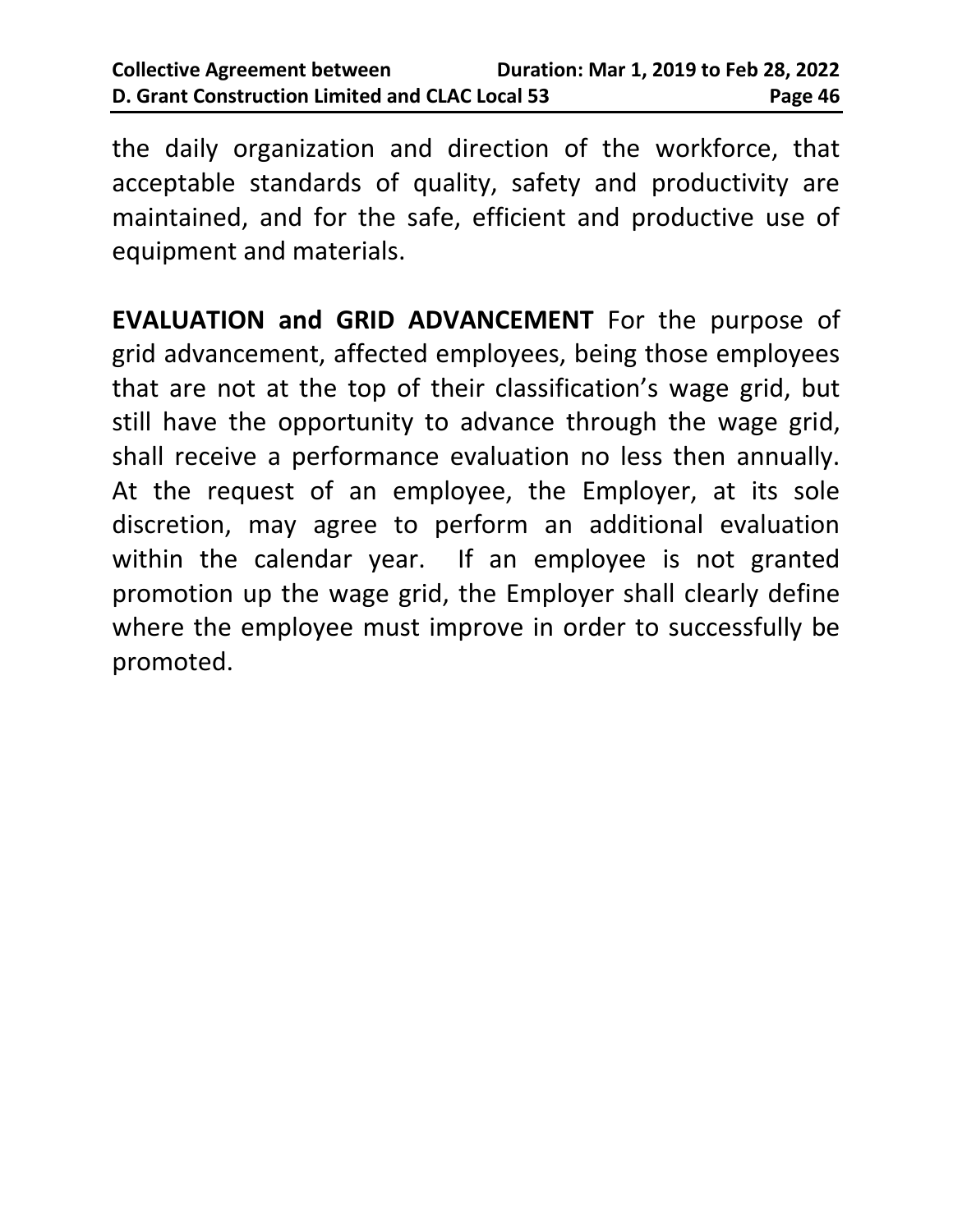the daily organization and direction of the workforce, that acceptable standards of quality, safety and productivity are maintained, and for the safe, efficient and productive use of equipment and materials.

**EVALUATION and GRID ADVANCEMENT** For the purpose of grid advancement, affected employees, being those employees that are not at the top of their classification's wage grid, but still have the opportunity to advance through the wage grid, shall receive a performance evaluation no less then annually. At the request of an employee, the Employer, at its sole discretion, may agree to perform an additional evaluation within the calendar year. If an employee is not granted promotion up the wage grid, the Employer shall clearly define where the employee must improve in order to successfully be promoted.